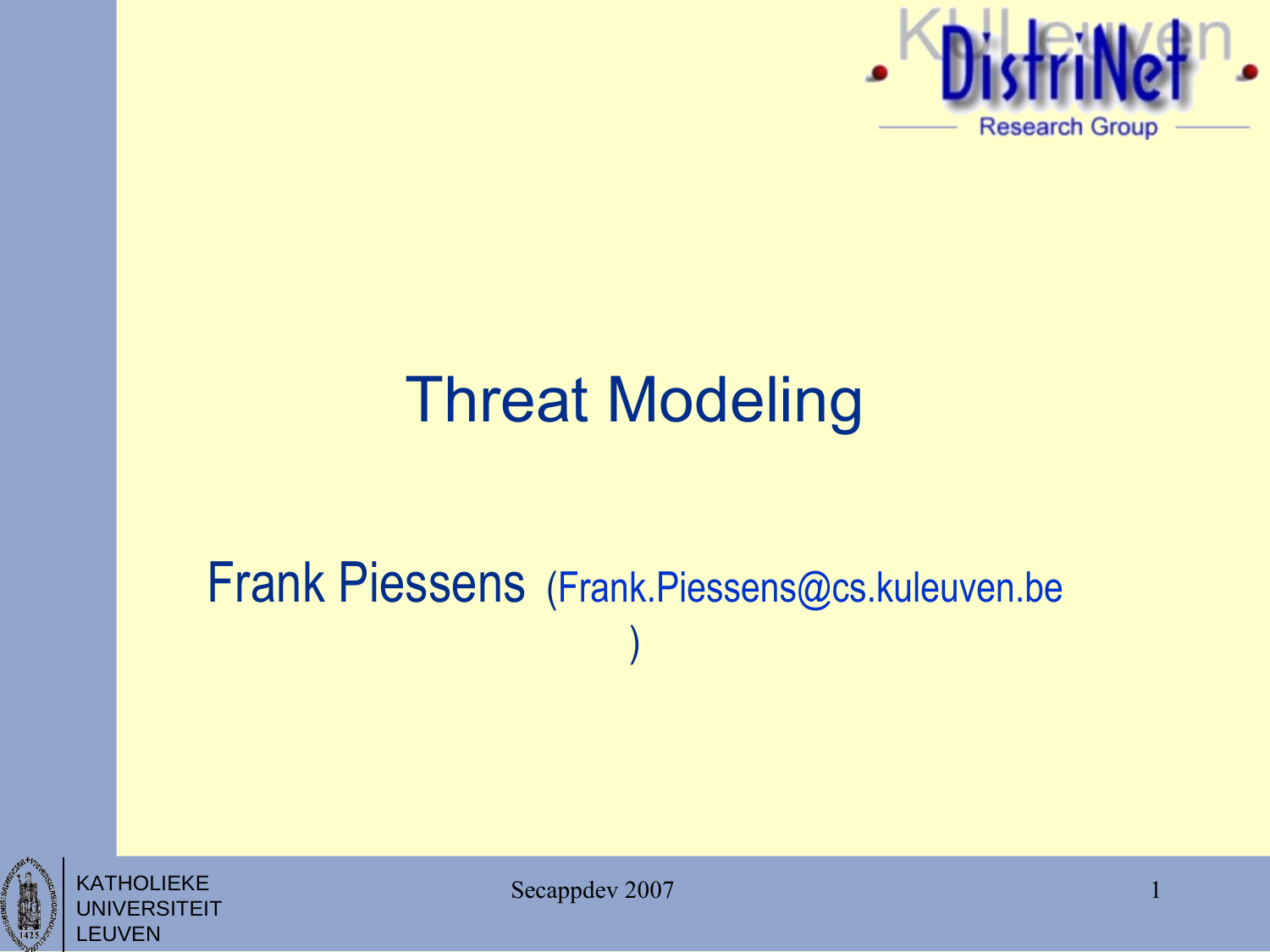# Threat Modeling

Frank Piessens (Frank.Piessens@cs.kuleuven.be)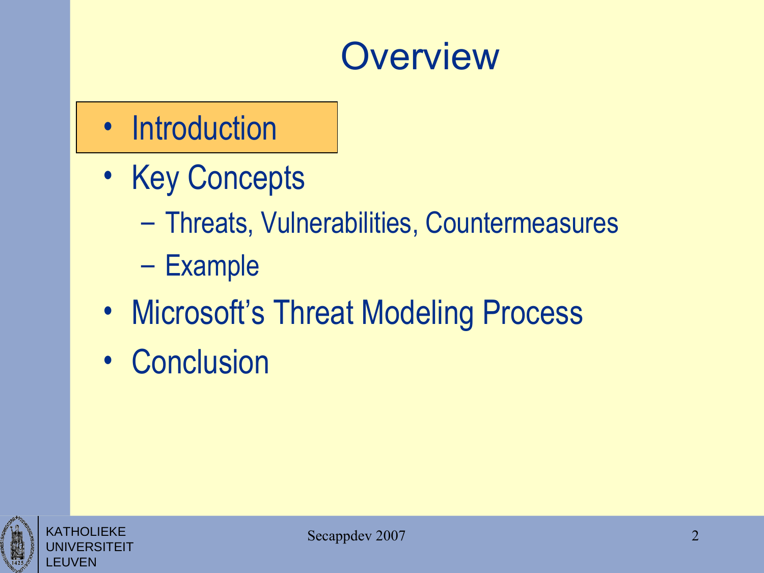# Overview

- Introduction
- Key Concepts
  - Threats, Vulnerabilities, Countermeasures
  - Example
- Microsoft's Threat Modeling Process
- Conclusion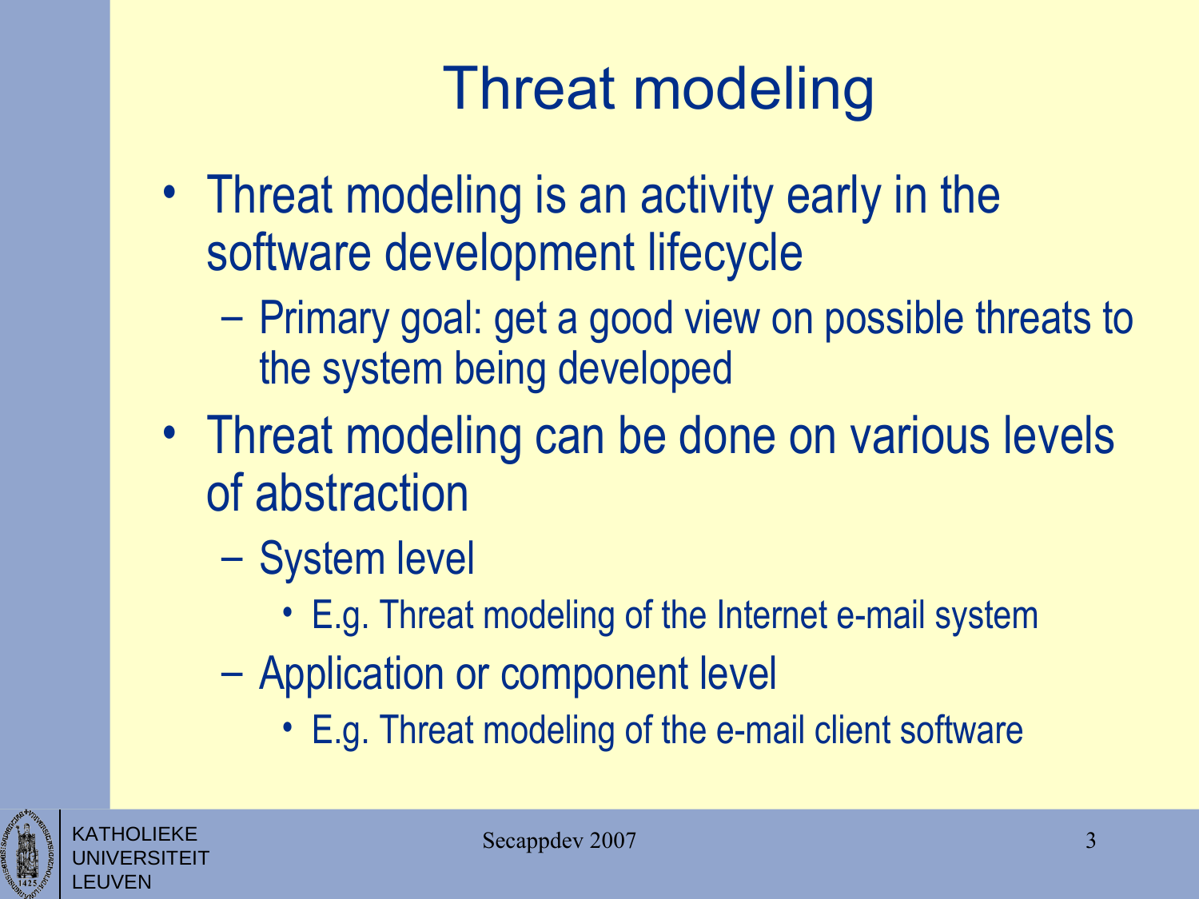# Threat modeling

- Threat modeling is an activity early in the software development lifecycle
  - Primary goal: get a good view on possible threats to the system being developed
- Threat modeling can be done on various levels of abstraction
  - System level
    - E.g. Threat modeling of the Internet e-mail system
  - Application or component level
    - E.g. Threat modeling of the e-mail client software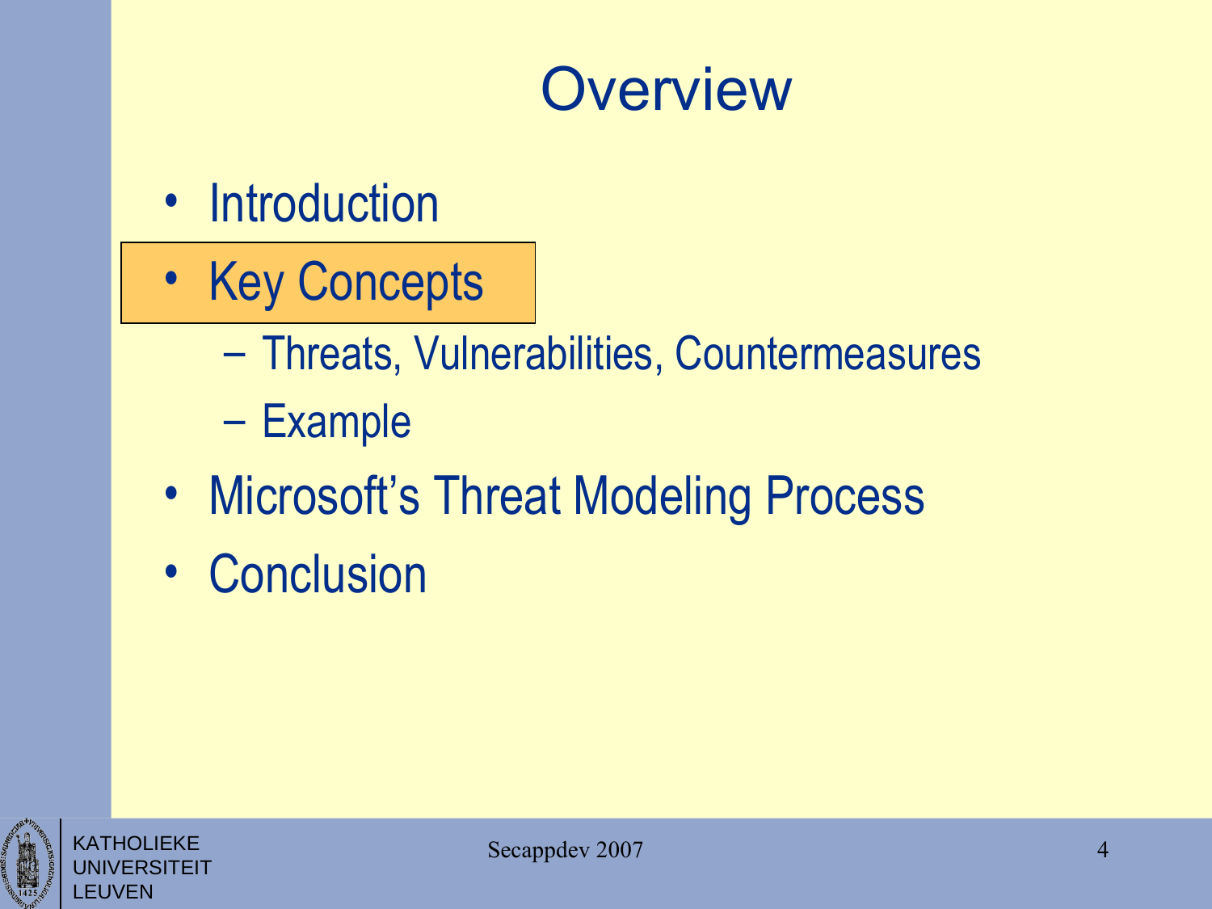# Overview

- Introduction
- **Key Concepts**
  - Threats, Vulnerabilities, Countermeasures
  - Example
- Microsoft's Threat Modeling Process
- Conclusion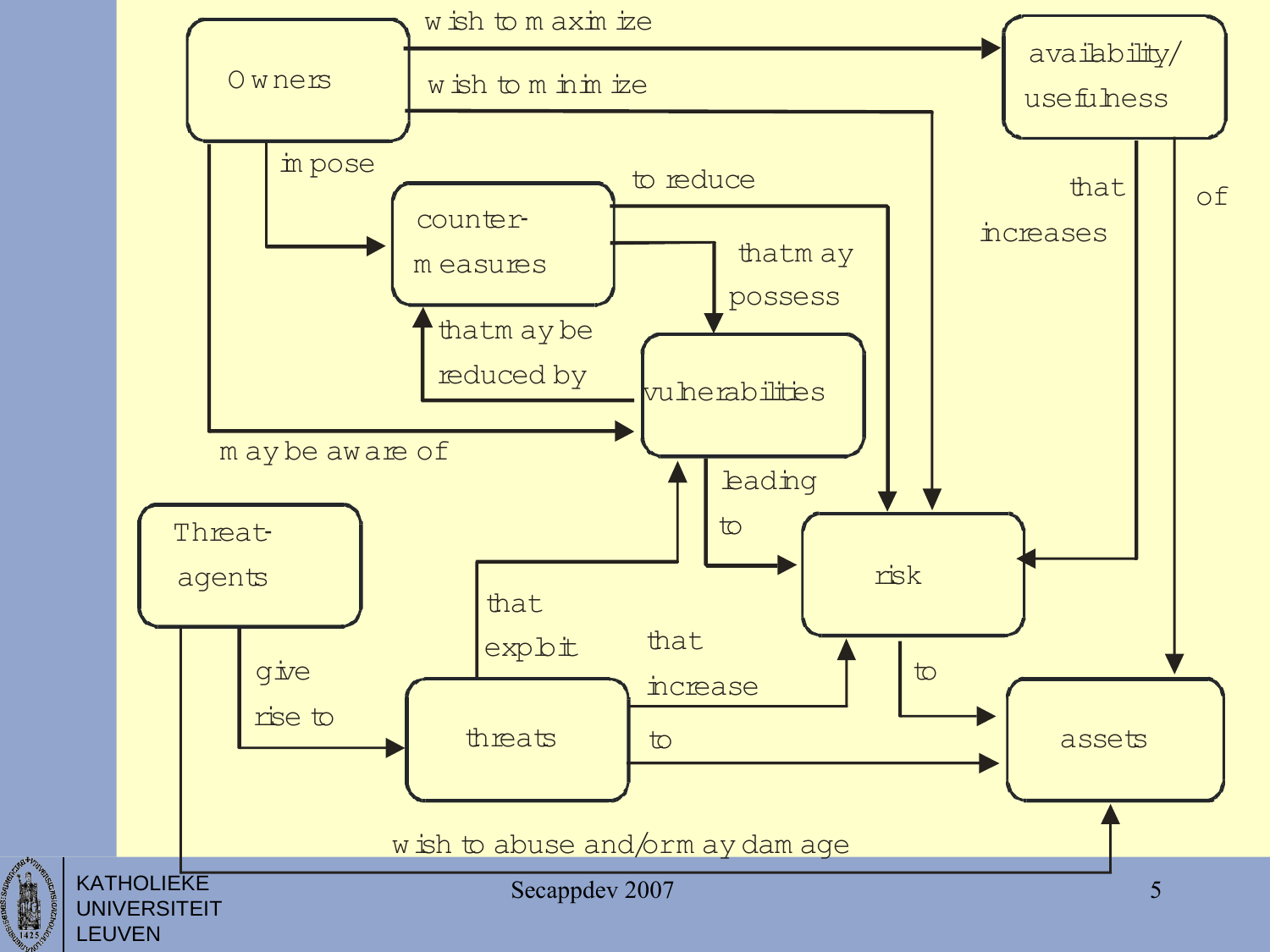Owners — wish to maximize → availability/usefulness

Owners — wish to minimize → risk

Owners — impose → counter-measures

Owners — may be aware of → vulnerabilities

counter-measures — to reduce → risk

counter-measures — that may possess → vulnerabilities

vulnerabilities — that may be reduced by → counter-measures

vulnerabilities — leading to → risk

availability/usefulness — that increases → risk

availability/usefulness — of → assets

Threat-agents — give rise to → threats

Threat-agents — wish to abuse and/or may damage → assets

threats — that exploit → vulnerabilities

threats — that increase → risk

threats — to → assets

risk — to → assets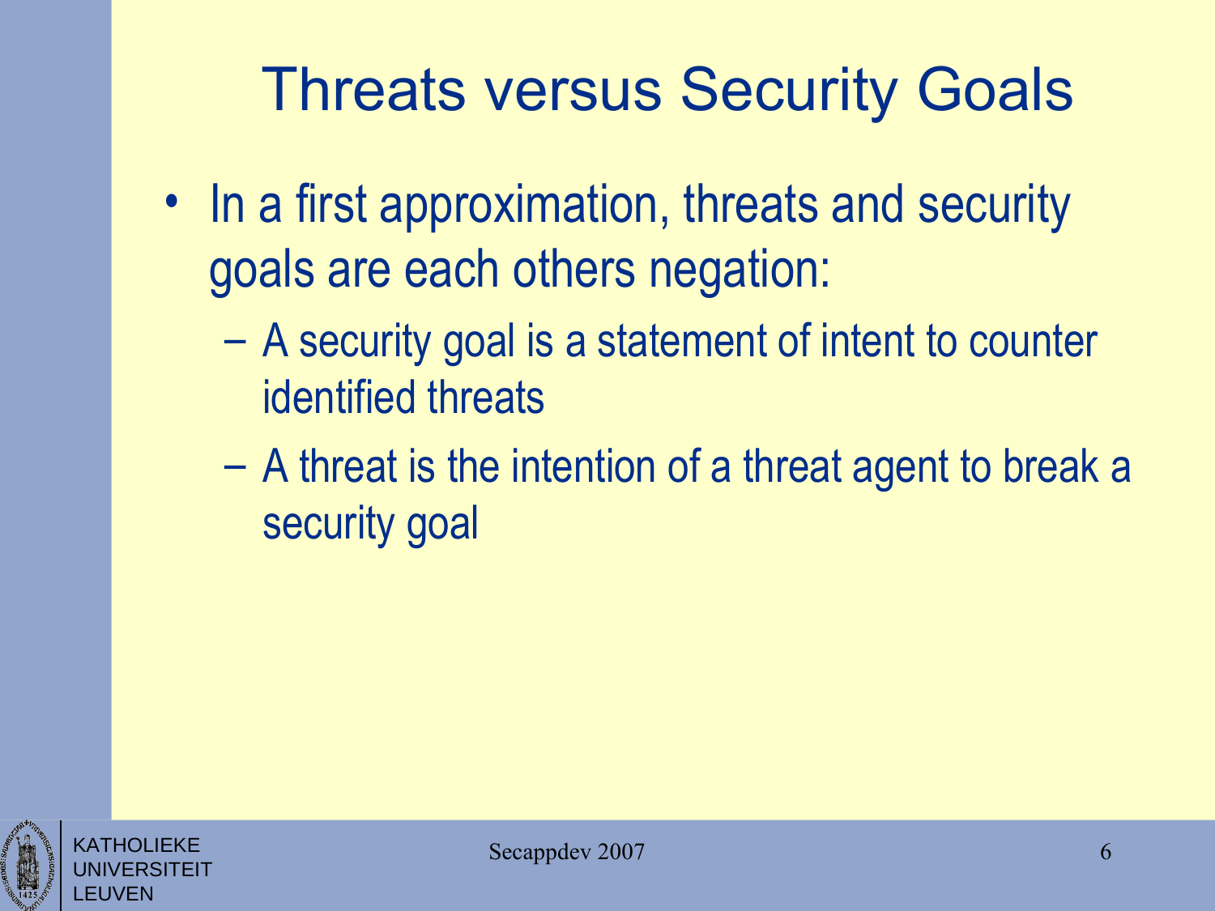# Threats versus Security Goals

- In a first approximation, threats and security goals are each others negation:
  - A security goal is a statement of intent to counter identified threats
  - A threat is the intention of a threat agent to break a security goal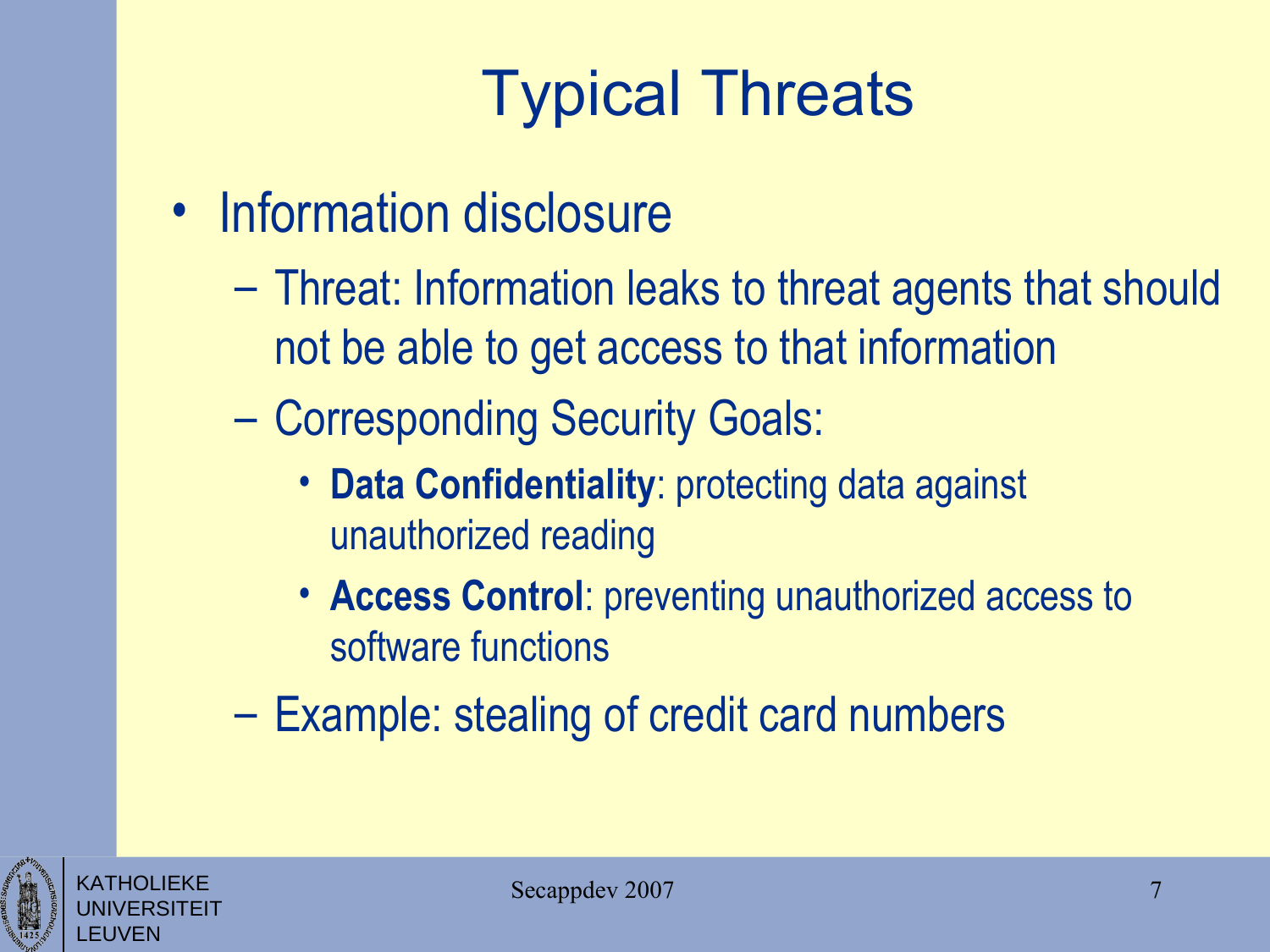# Typical Threats

- Information disclosure
  - Threat: Information leaks to threat agents that should not be able to get access to that information
  - Corresponding Security Goals:
    - **Data Confidentiality**: protecting data against unauthorized reading
    - **Access Control**: preventing unauthorized access to software functions
  - Example: stealing of credit card numbers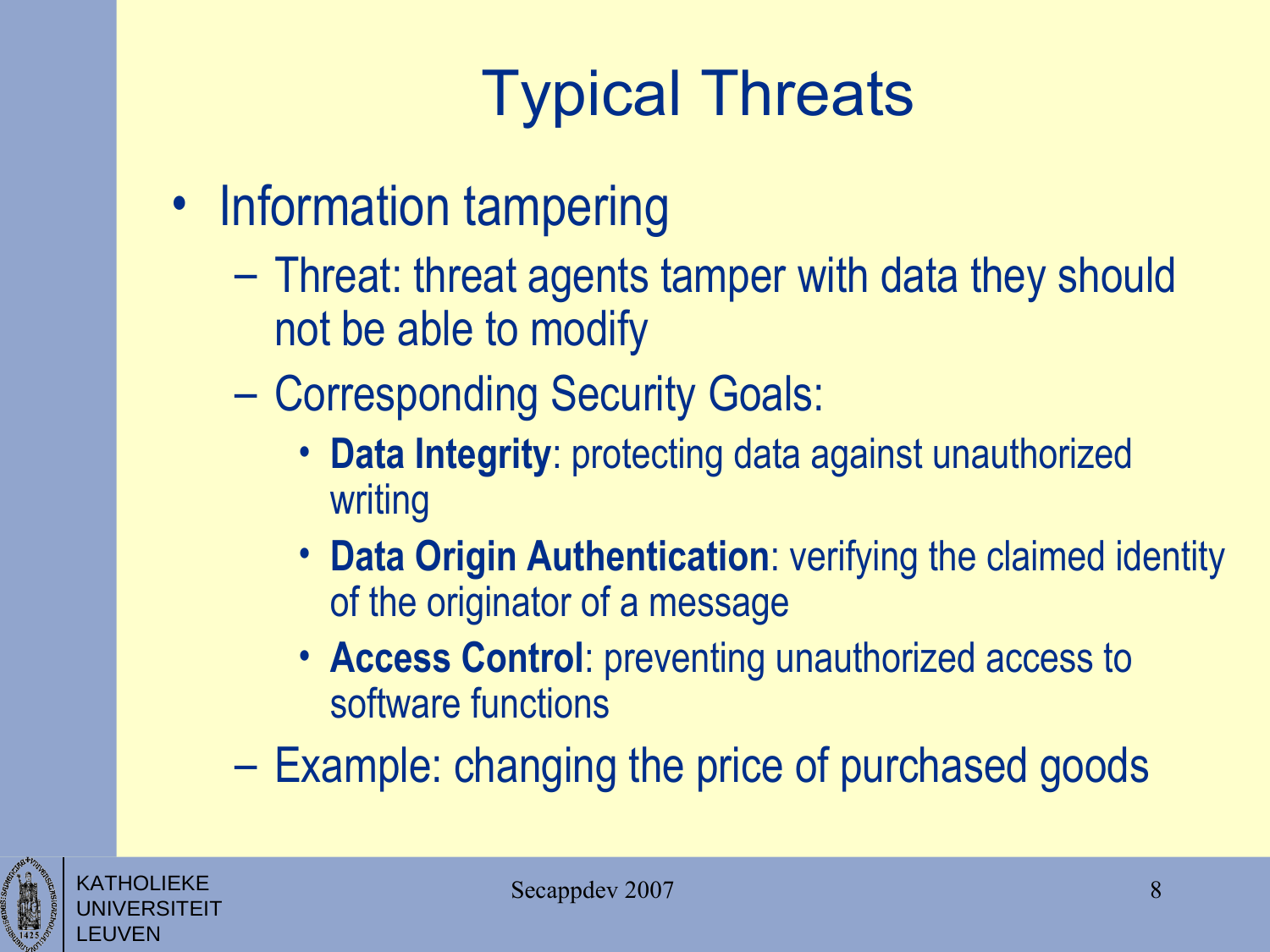# Typical Threats

- Information tampering
  - Threat: threat agents tamper with data they should not be able to modify
  - Corresponding Security Goals:
    - **Data Integrity**: protecting data against unauthorized writing
    - **Data Origin Authentication**: verifying the claimed identity of the originator of a message
    - **Access Control**: preventing unauthorized access to software functions
  - Example: changing the price of purchased goods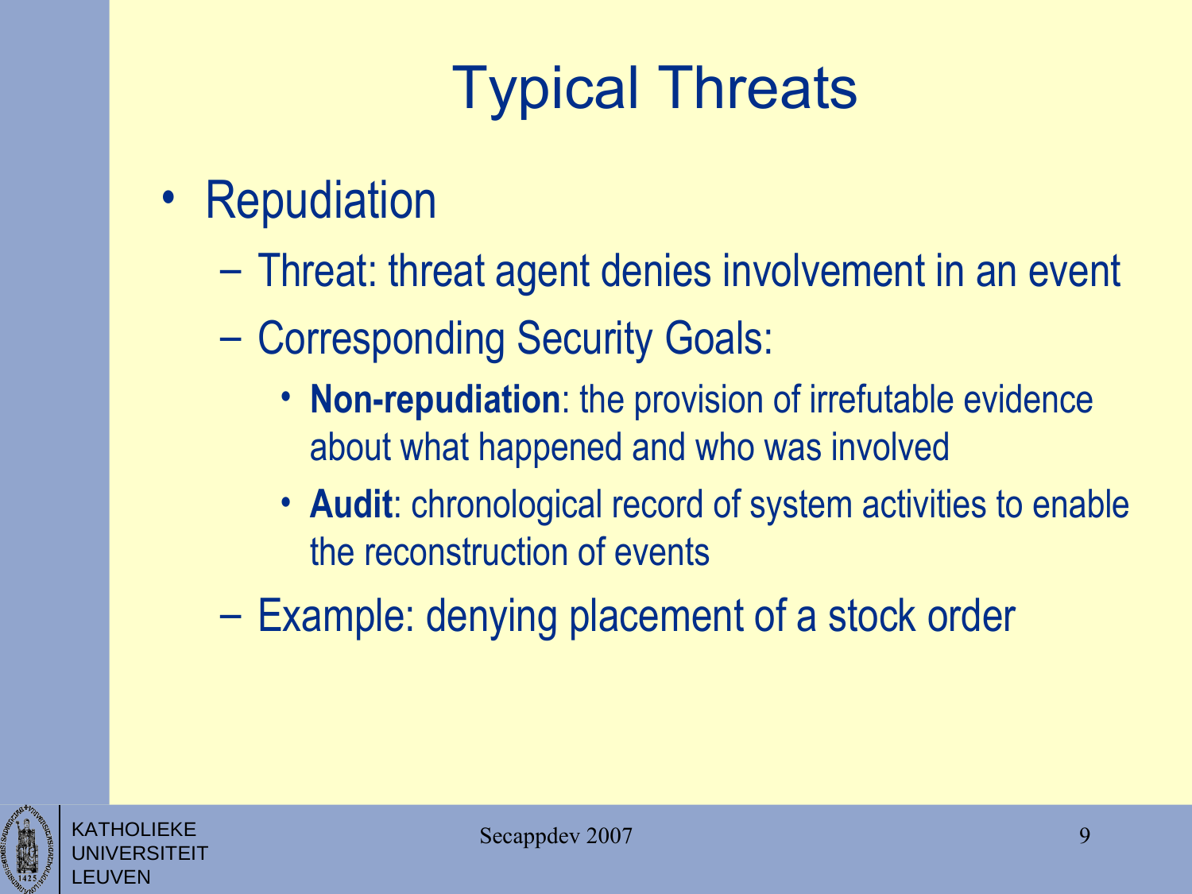# Typical Threats

- Repudiation
  - Threat: threat agent denies involvement in an event
  - Corresponding Security Goals:
    - **Non-repudiation**: the provision of irrefutable evidence about what happened and who was involved
    - **Audit**: chronological record of system activities to enable the reconstruction of events
  - Example: denying placement of a stock order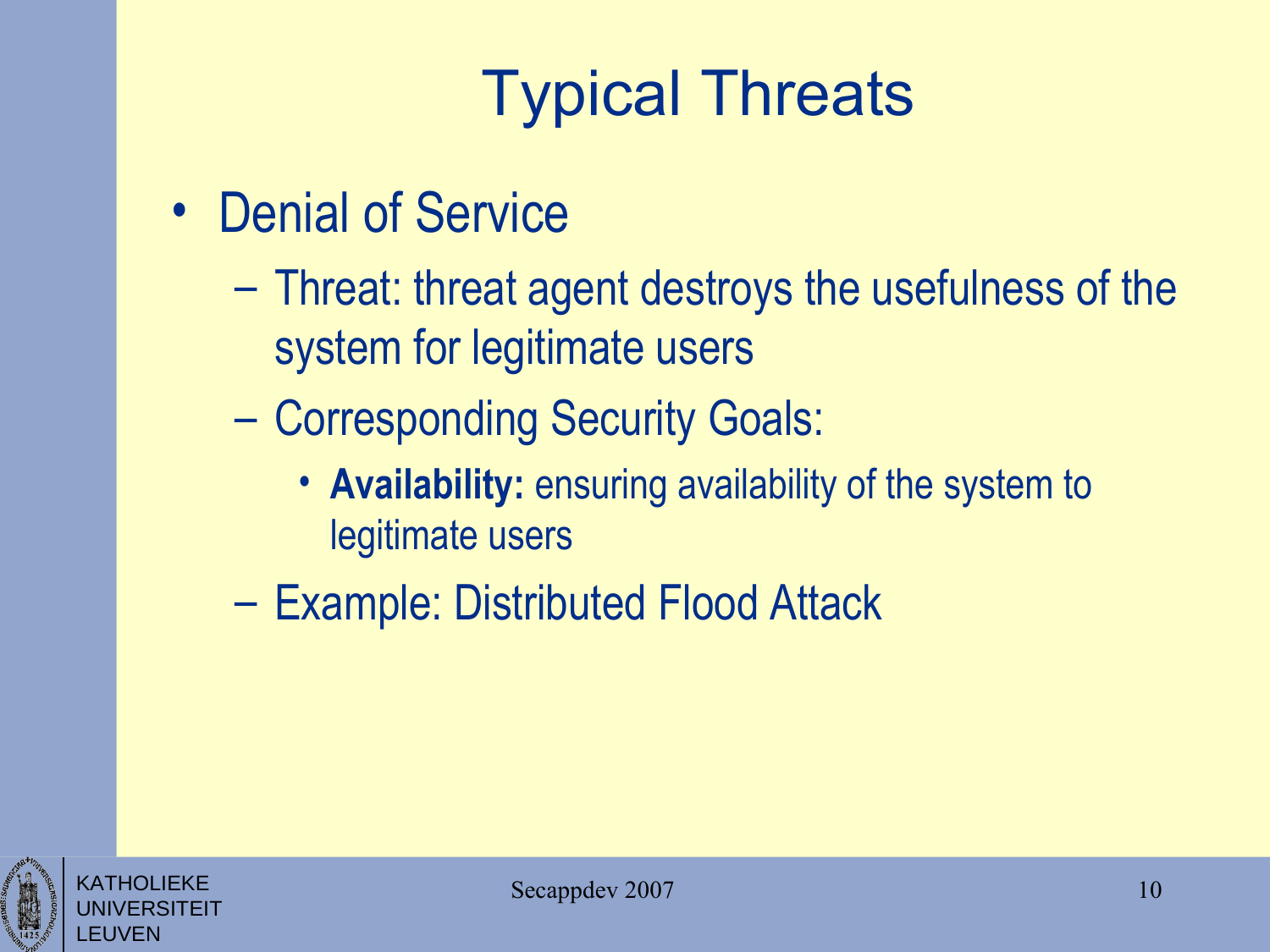# Typical Threats

- Denial of Service
  - Threat: threat agent destroys the usefulness of the system for legitimate users
  - Corresponding Security Goals:
    - **Availability:** ensuring availability of the system to legitimate users
  - Example: Distributed Flood Attack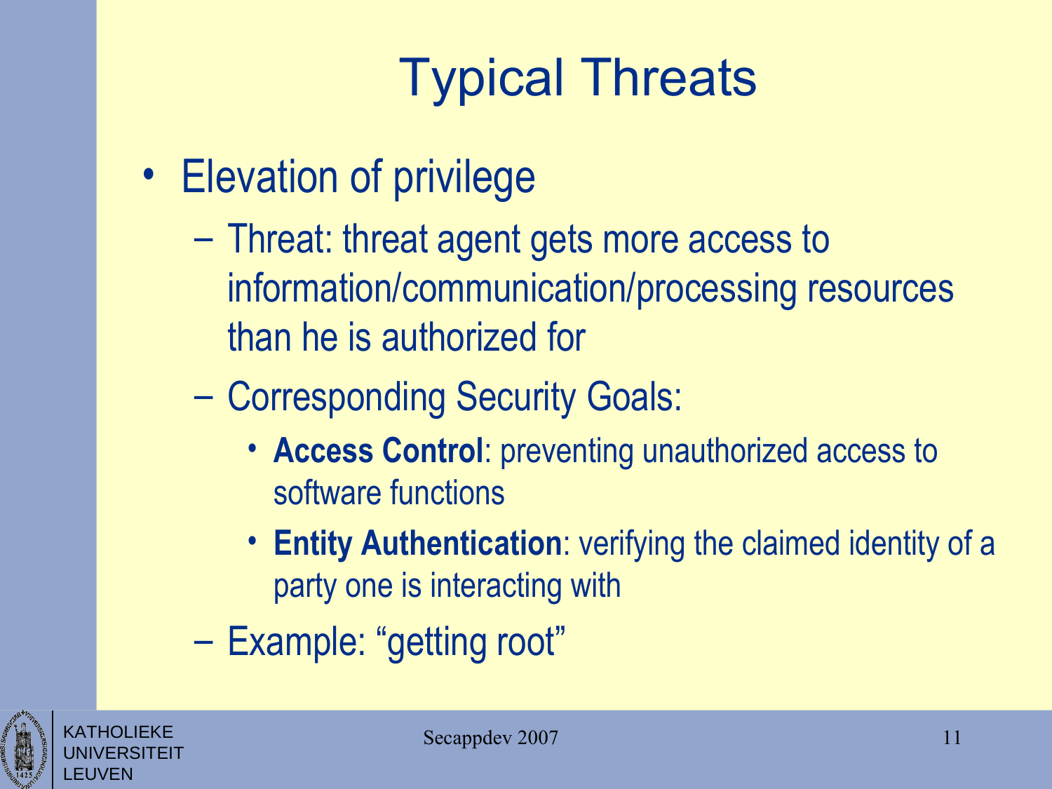# Typical Threats

- Elevation of privilege
  - Threat: threat agent gets more access to information/communication/processing resources than he is authorized for
  - Corresponding Security Goals:
    - **Access Control**: preventing unauthorized access to software functions
    - **Entity Authentication**: verifying the claimed identity of a party one is interacting with
  - Example: “getting root”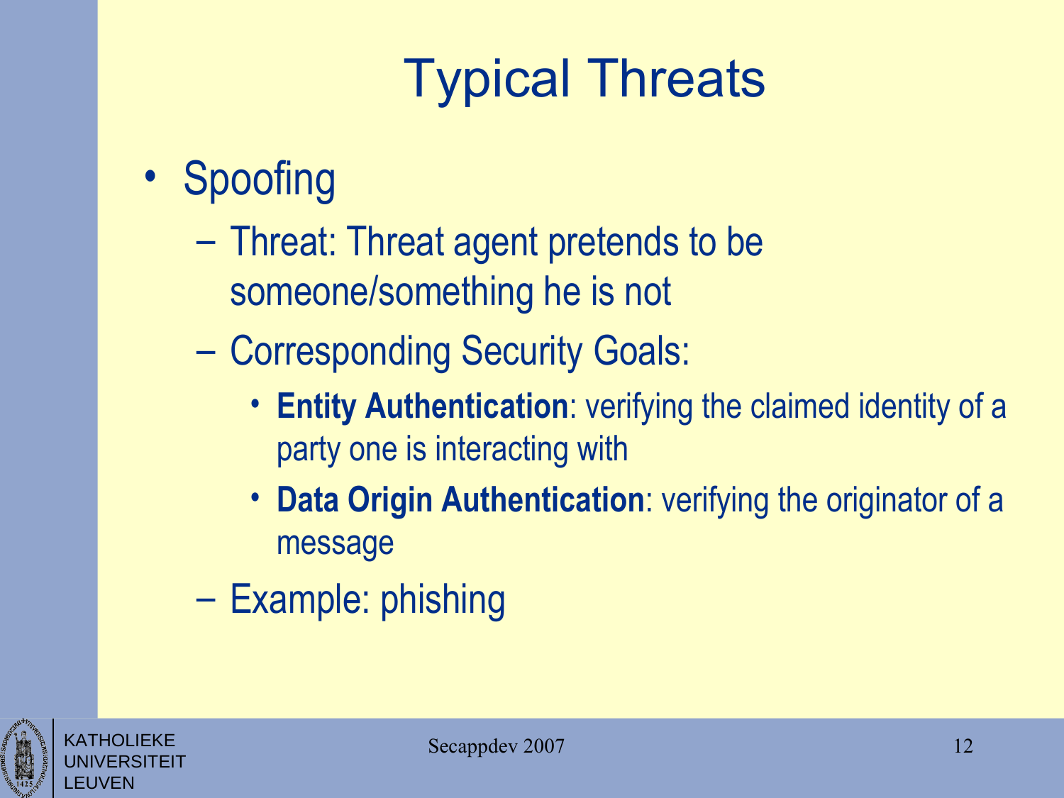# Typical Threats

- Spoofing
  - Threat: Threat agent pretends to be someone/something he is not
  - Corresponding Security Goals:
    - **Entity Authentication**: verifying the claimed identity of a party one is interacting with
    - **Data Origin Authentication**: verifying the originator of a message
  - Example: phishing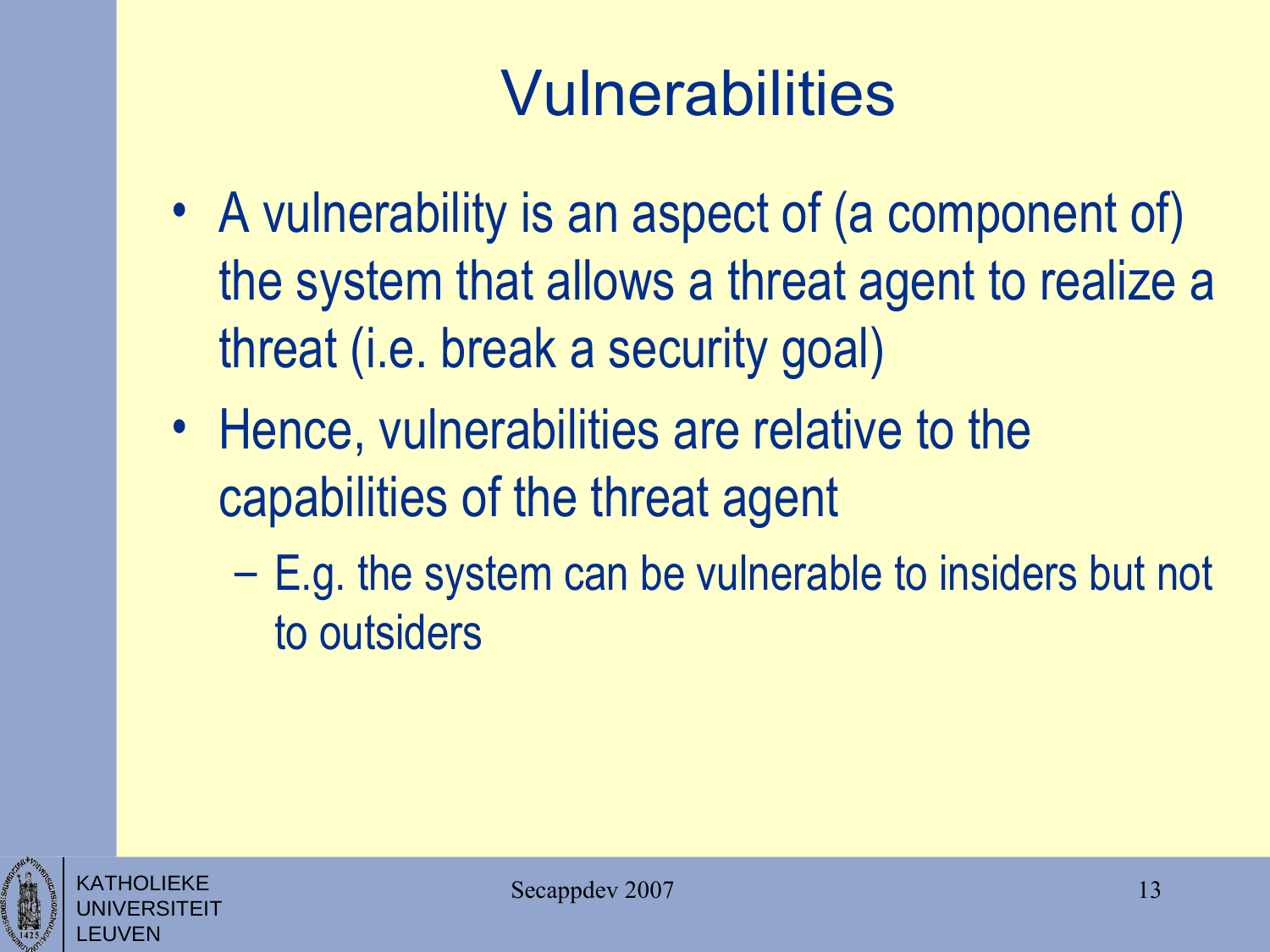# Vulnerabilities

- A vulnerability is an aspect of (a component of) the system that allows a threat agent to realize a threat (i.e. break a security goal)
- Hence, vulnerabilities are relative to the capabilities of the threat agent
  - E.g. the system can be vulnerable to insiders but not to outsiders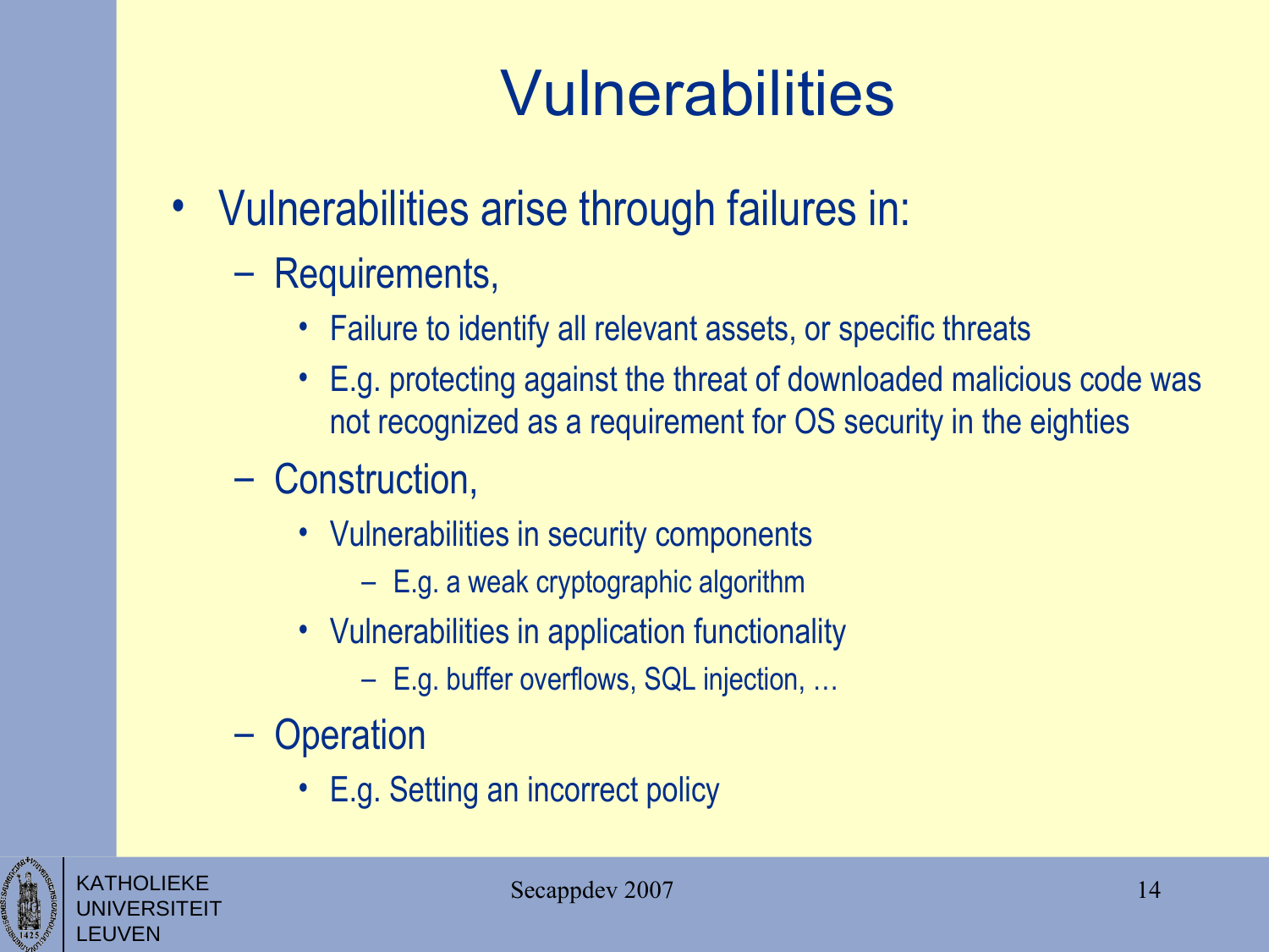# Vulnerabilities

- Vulnerabilities arise through failures in:
  - Requirements,
    - Failure to identify all relevant assets, or specific threats
    - E.g. protecting against the threat of downloaded malicious code was not recognized as a requirement for OS security in the eighties
  - Construction,
    - Vulnerabilities in security components
      - E.g. a weak cryptographic algorithm
    - Vulnerabilities in application functionality
      - E.g. buffer overflows, SQL injection, …
  - Operation
    - E.g. Setting an incorrect policy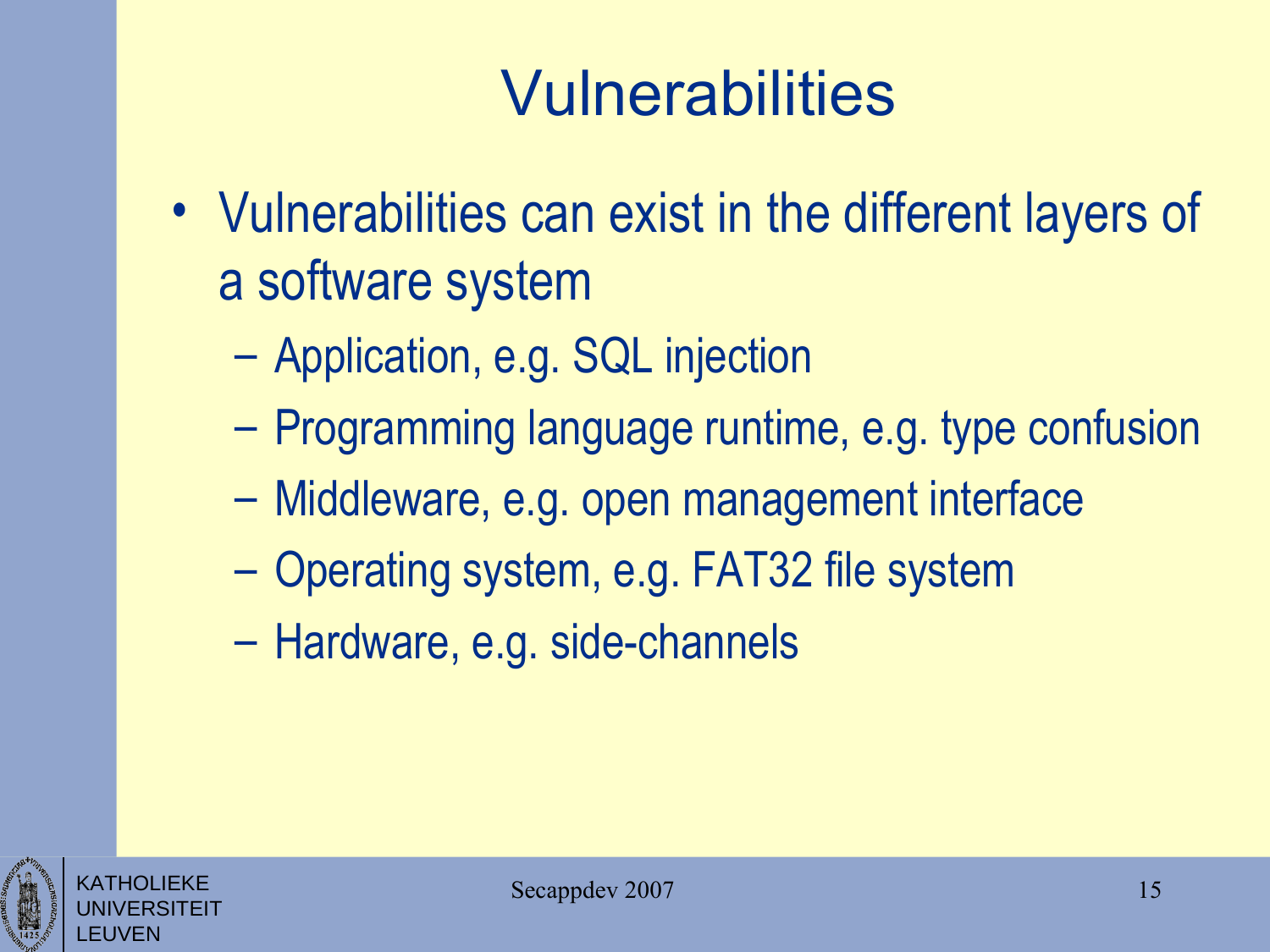# Vulnerabilities

- Vulnerabilities can exist in the different layers of a software system
  - Application, e.g. SQL injection
  - Programming language runtime, e.g. type confusion
  - Middleware, e.g. open management interface
  - Operating system, e.g. FAT32 file system
  - Hardware, e.g. side-channels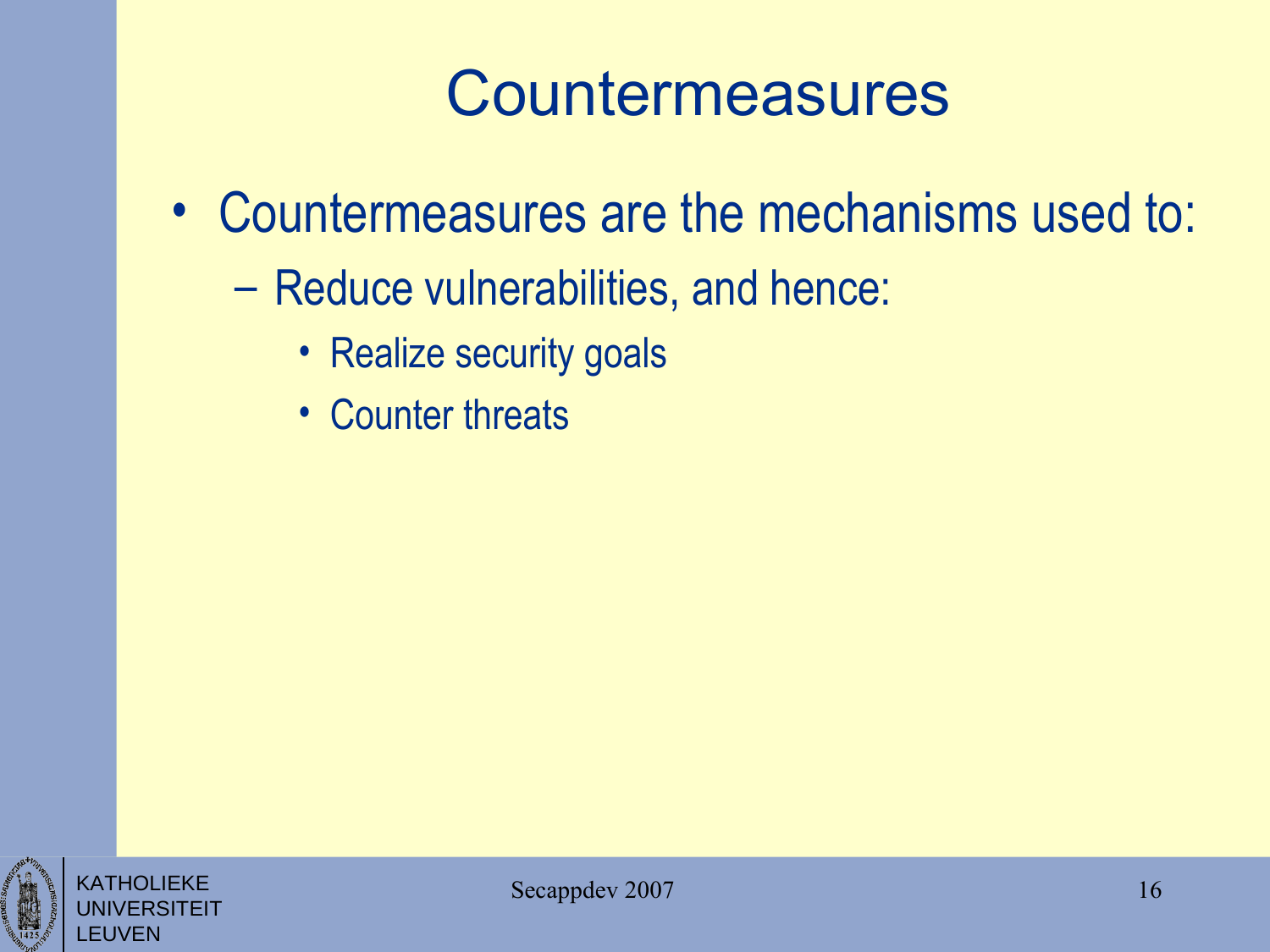# Countermeasures

- Countermeasures are the mechanisms used to:
  - Reduce vulnerabilities, and hence:
    - Realize security goals
    - Counter threats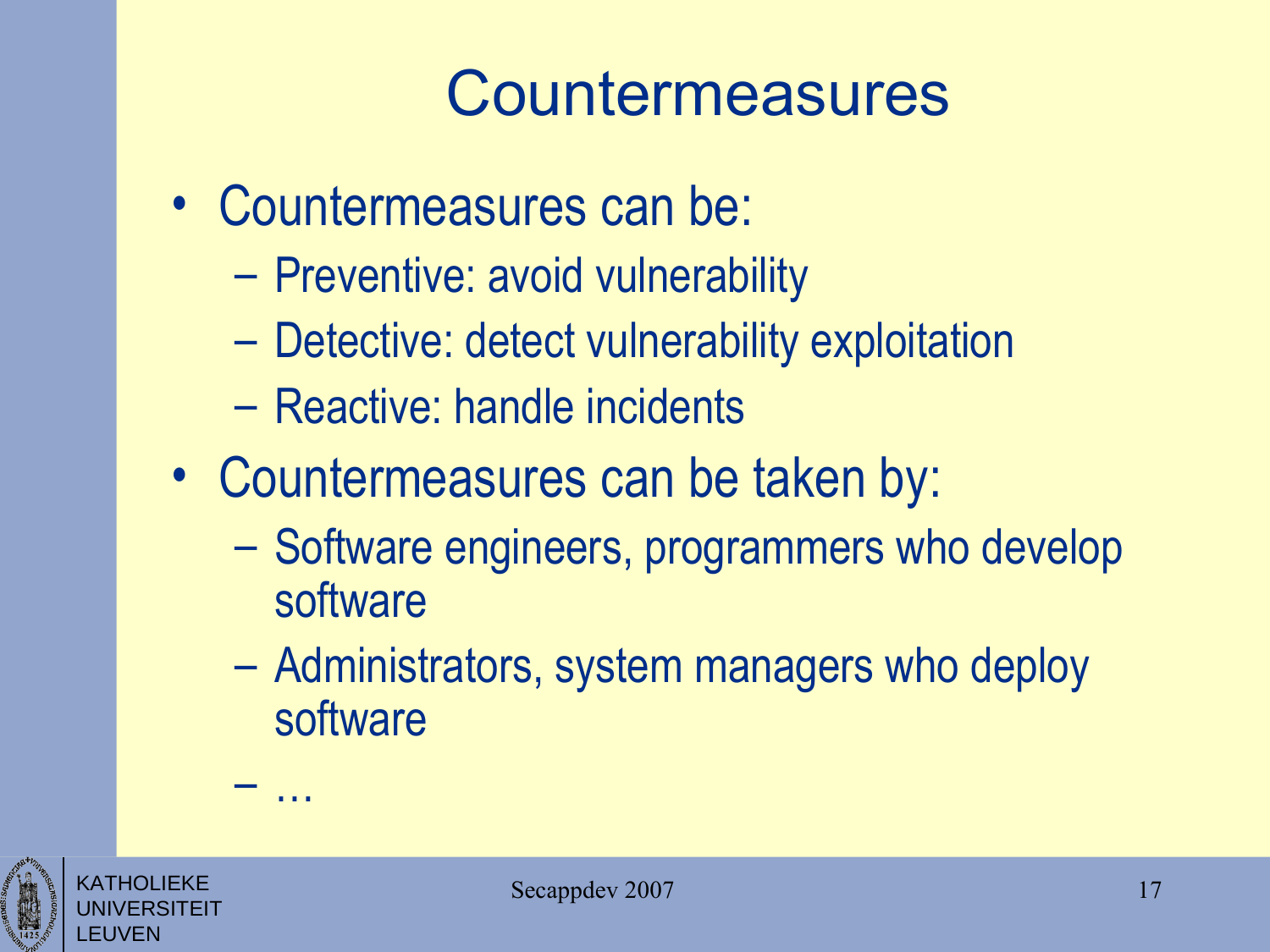# Countermeasures

- Countermeasures can be:
  - Preventive: avoid vulnerability
  - Detective: detect vulnerability exploitation
  - Reactive: handle incidents
- Countermeasures can be taken by:
  - Software engineers, programmers who develop software
  - Administrators, system managers who deploy software
  - …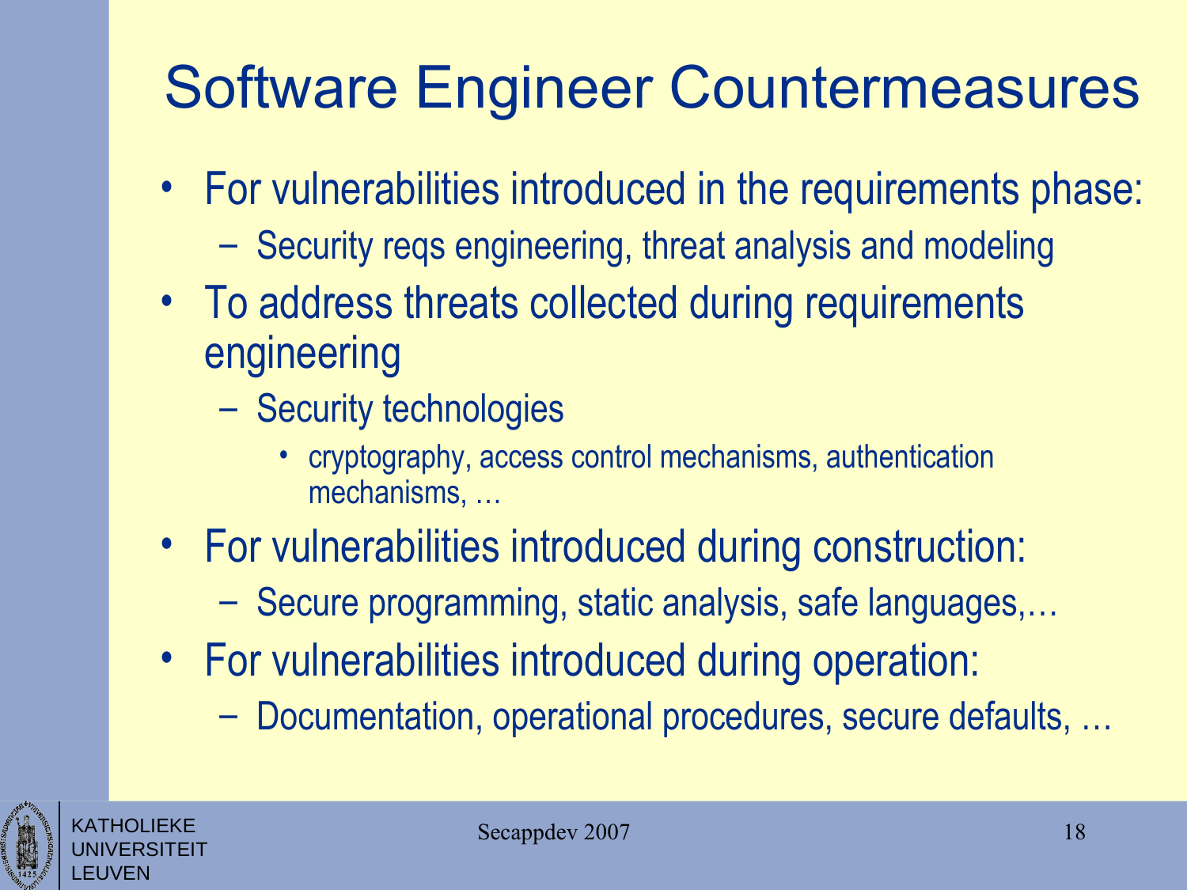# Software Engineer Countermeasures

- For vulnerabilities introduced in the requirements phase:
  - Security reqs engineering, threat analysis and modeling
- To address threats collected during requirements engineering
  - Security technologies
    - cryptography, access control mechanisms, authentication mechanisms, …
- For vulnerabilities introduced during construction:
  - Secure programming, static analysis, safe languages,…
- For vulnerabilities introduced during operation:
  - Documentation, operational procedures, secure defaults, …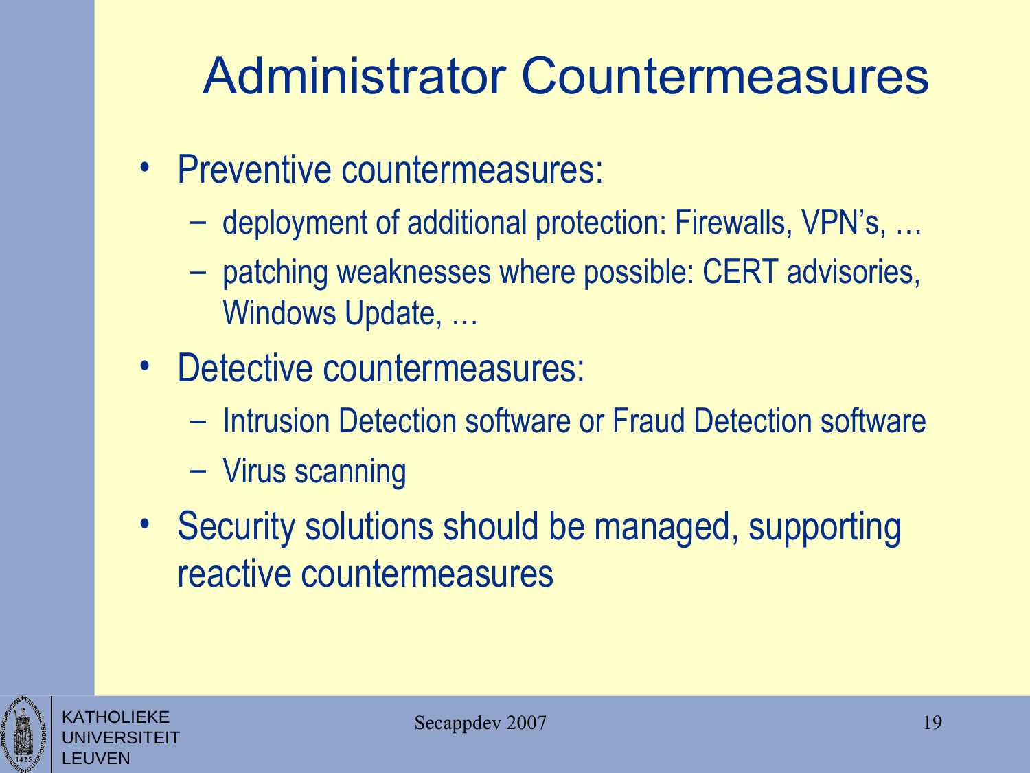# Administrator Countermeasures

- Preventive countermeasures:
  - deployment of additional protection: Firewalls, VPN's, …
  - patching weaknesses where possible: CERT advisories, Windows Update, …
- Detective countermeasures:
  - Intrusion Detection software or Fraud Detection software
  - Virus scanning
- Security solutions should be managed, supporting reactive countermeasures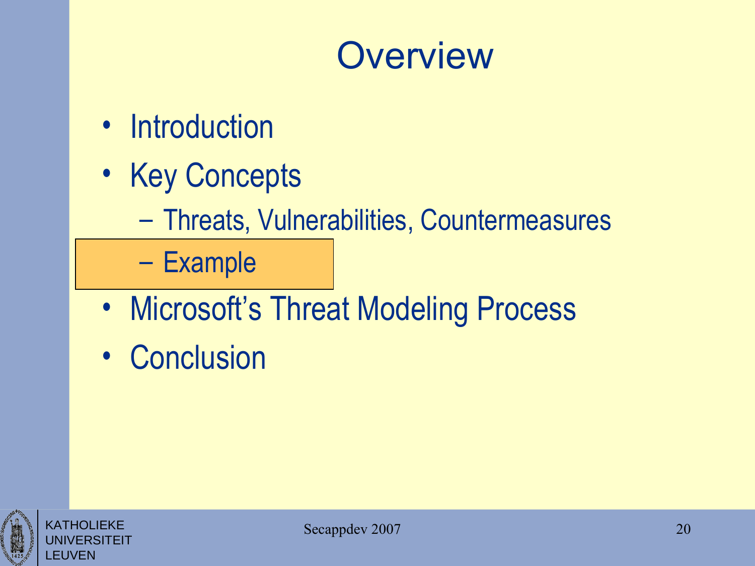# Overview

- Introduction
- Key Concepts
  - Threats, Vulnerabilities, Countermeasures
  - Example
- Microsoft's Threat Modeling Process
- Conclusion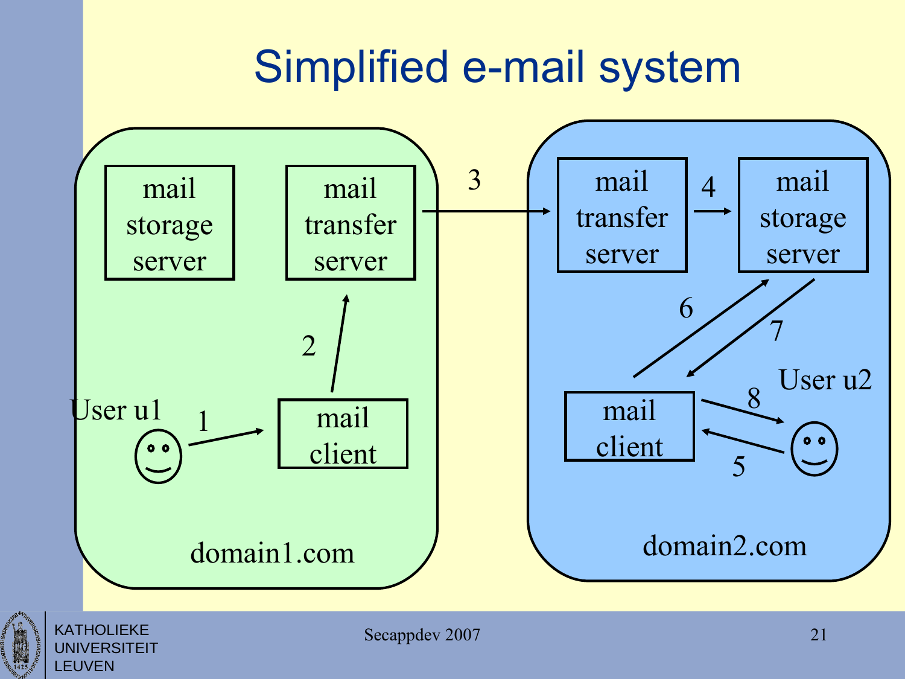# Simplified e-mail system

domain1.com:
- mail storage server
- mail transfer server
- mail client
- User u1

domain2.com:
- mail transfer server
- mail storage server
- mail client
- User u2

Steps:
1. User u1 → mail client (domain1.com)
2. mail client → mail transfer server (domain1.com)
3. mail transfer server (domain1.com) → mail transfer server (domain2.com)
4. mail transfer server → mail storage server (domain2.com)
5. User u2 → mail client (domain2.com)
6. mail client → mail storage server (domain2.com)
7. mail storage server → mail client (domain2.com)
8. mail client → User u2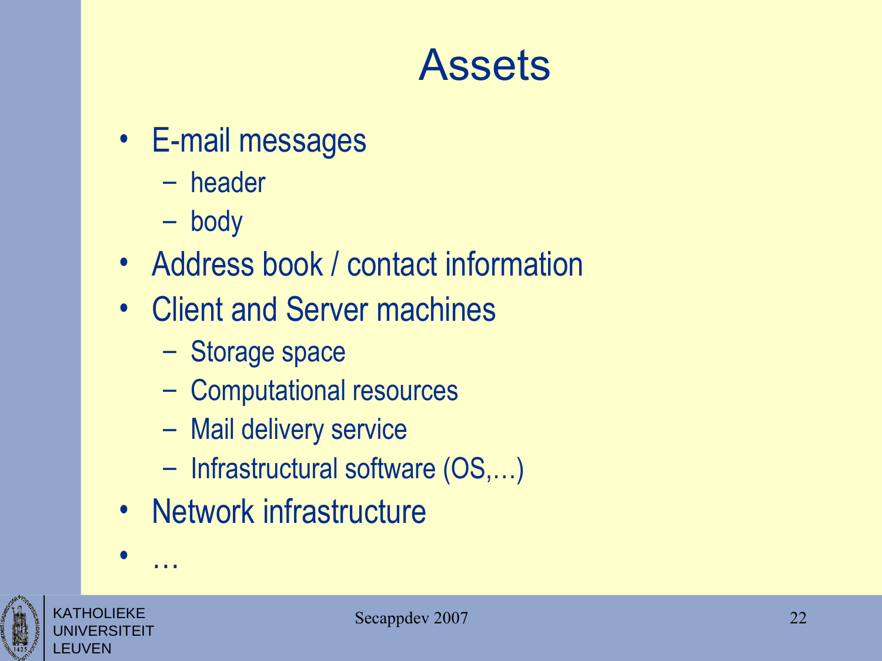# Assets

- E-mail messages
  - header
  - body
- Address book / contact information
- Client and Server machines
  - Storage space
  - Computational resources
  - Mail delivery service
  - Infrastructural software (OS,…)
- Network infrastructure
- …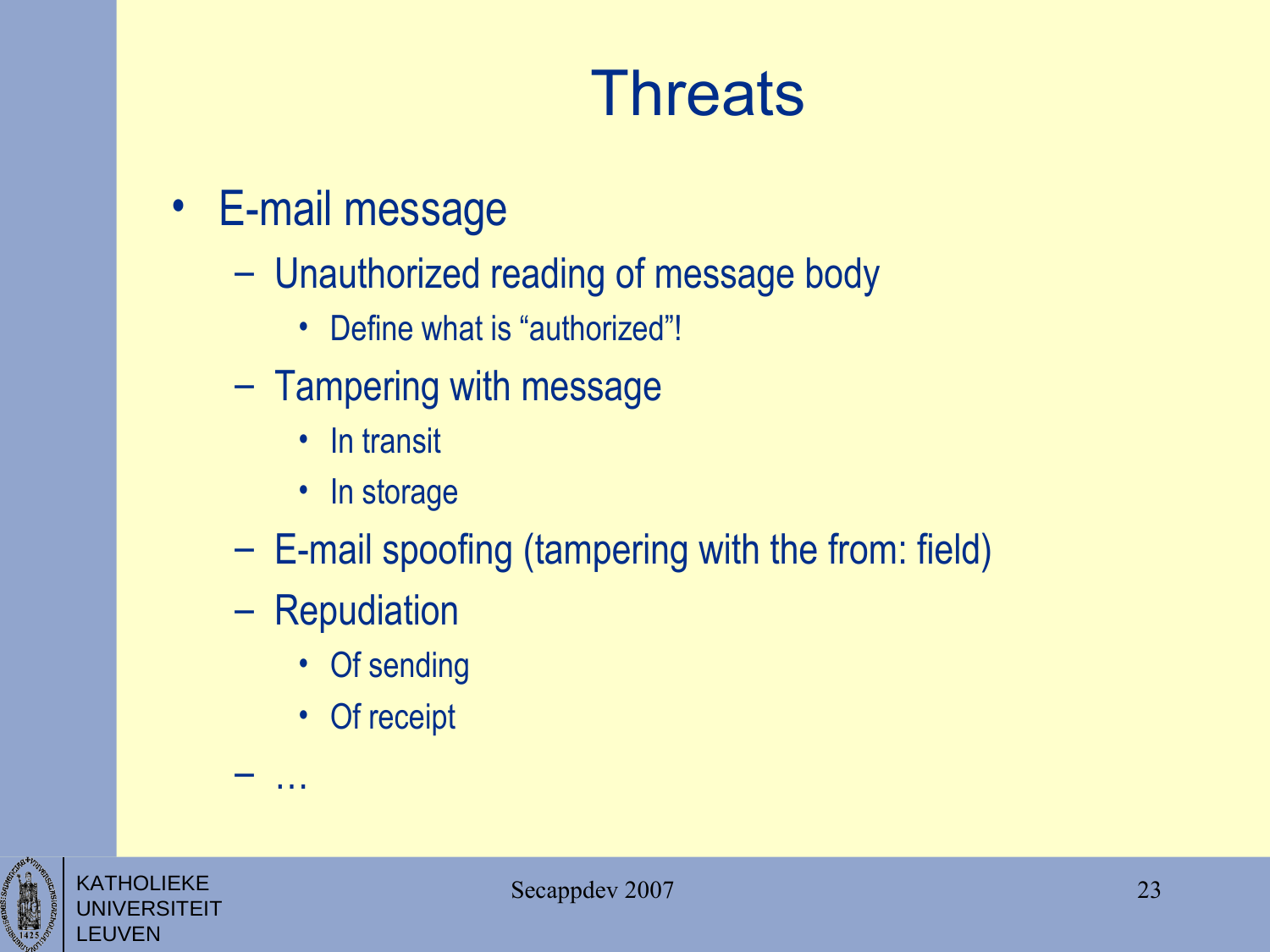# Threats

- E-mail message
  - Unauthorized reading of message body
    - Define what is “authorized”!
  - Tampering with message
    - In transit
    - In storage
  - E-mail spoofing (tampering with the from: field)
  - Repudiation
    - Of sending
    - Of receipt
  - …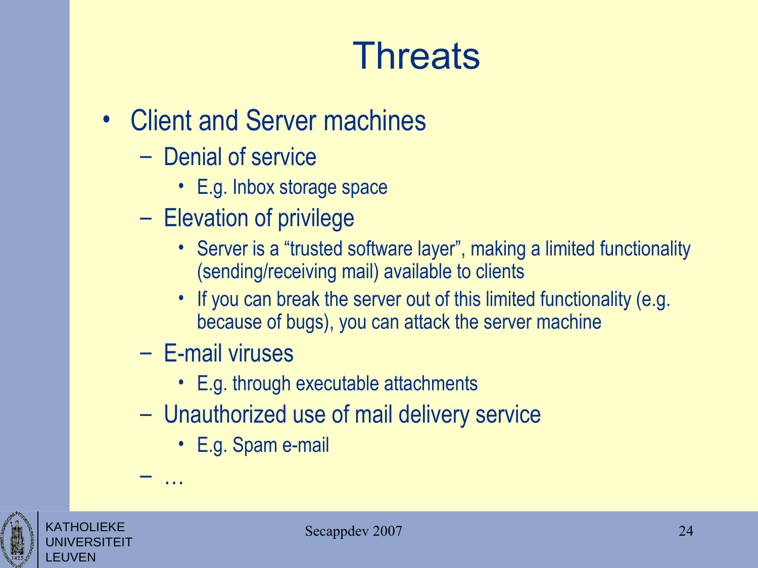# Threats

- Client and Server machines
  - Denial of service
    - E.g. Inbox storage space
  - Elevation of privilege
    - Server is a “trusted software layer”, making a limited functionality (sending/receiving mail) available to clients
    - If you can break the server out of this limited functionality (e.g. because of bugs), you can attack the server machine
  - E-mail viruses
    - E.g. through executable attachments
  - Unauthorized use of mail delivery service
    - E.g. Spam e-mail
  - …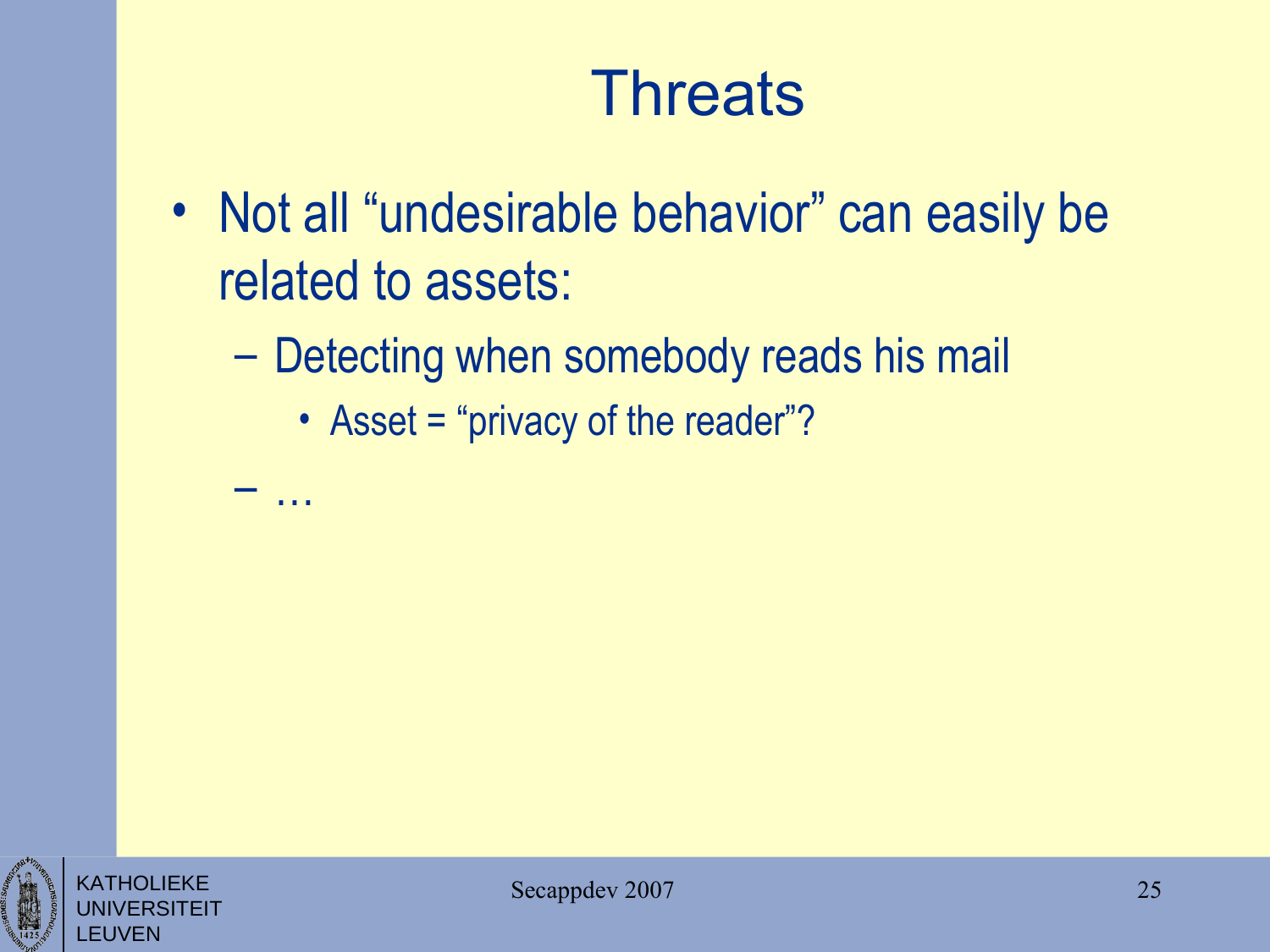# Threats

- Not all “undesirable behavior” can easily be related to assets:
  - Detecting when somebody reads his mail
    - Asset = “privacy of the reader”?
  - …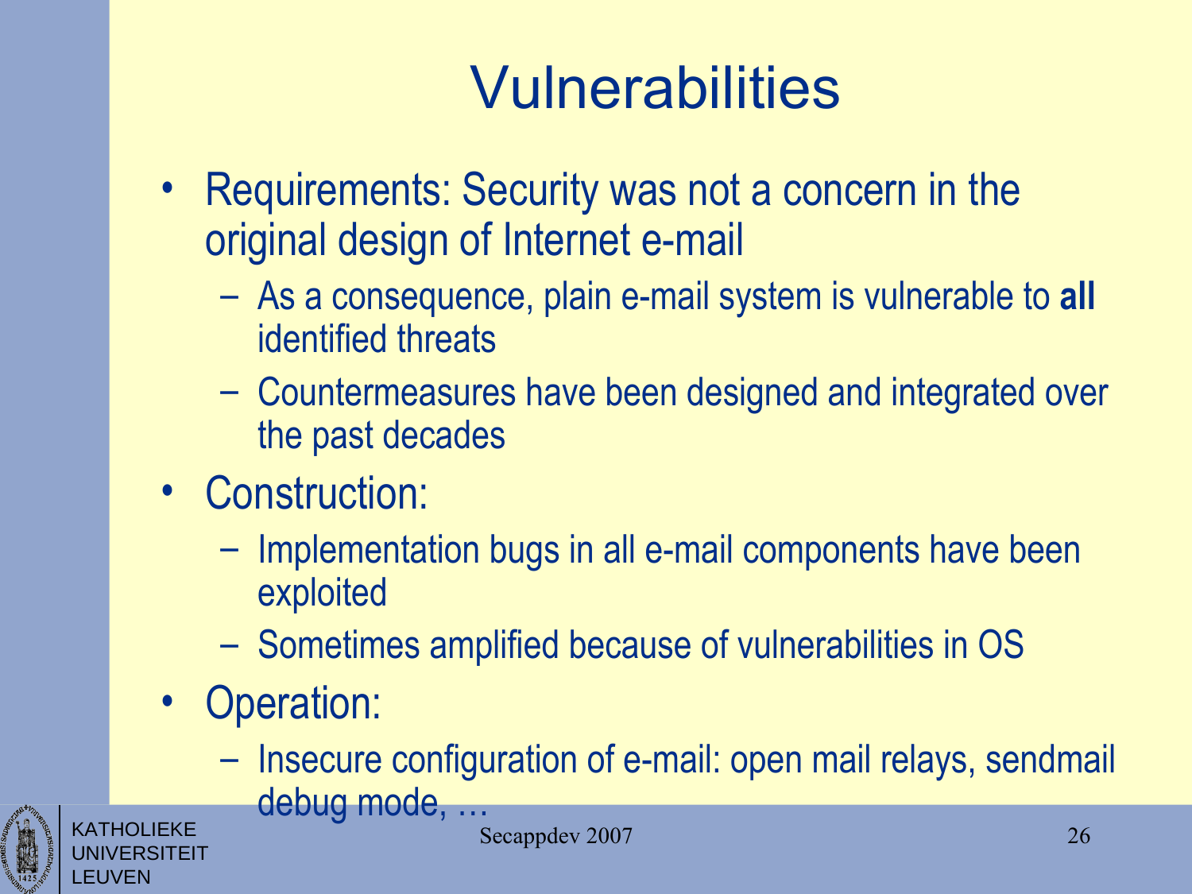# Vulnerabilities

- Requirements: Security was not a concern in the original design of Internet e-mail
  - As a consequence, plain e-mail system is vulnerable to **all** identified threats
  - Countermeasures have been designed and integrated over the past decades
- Construction:
  - Implementation bugs in all e-mail components have been exploited
  - Sometimes amplified because of vulnerabilities in OS
- Operation:
  - Insecure configuration of e-mail: open mail relays, sendmail debug mode, …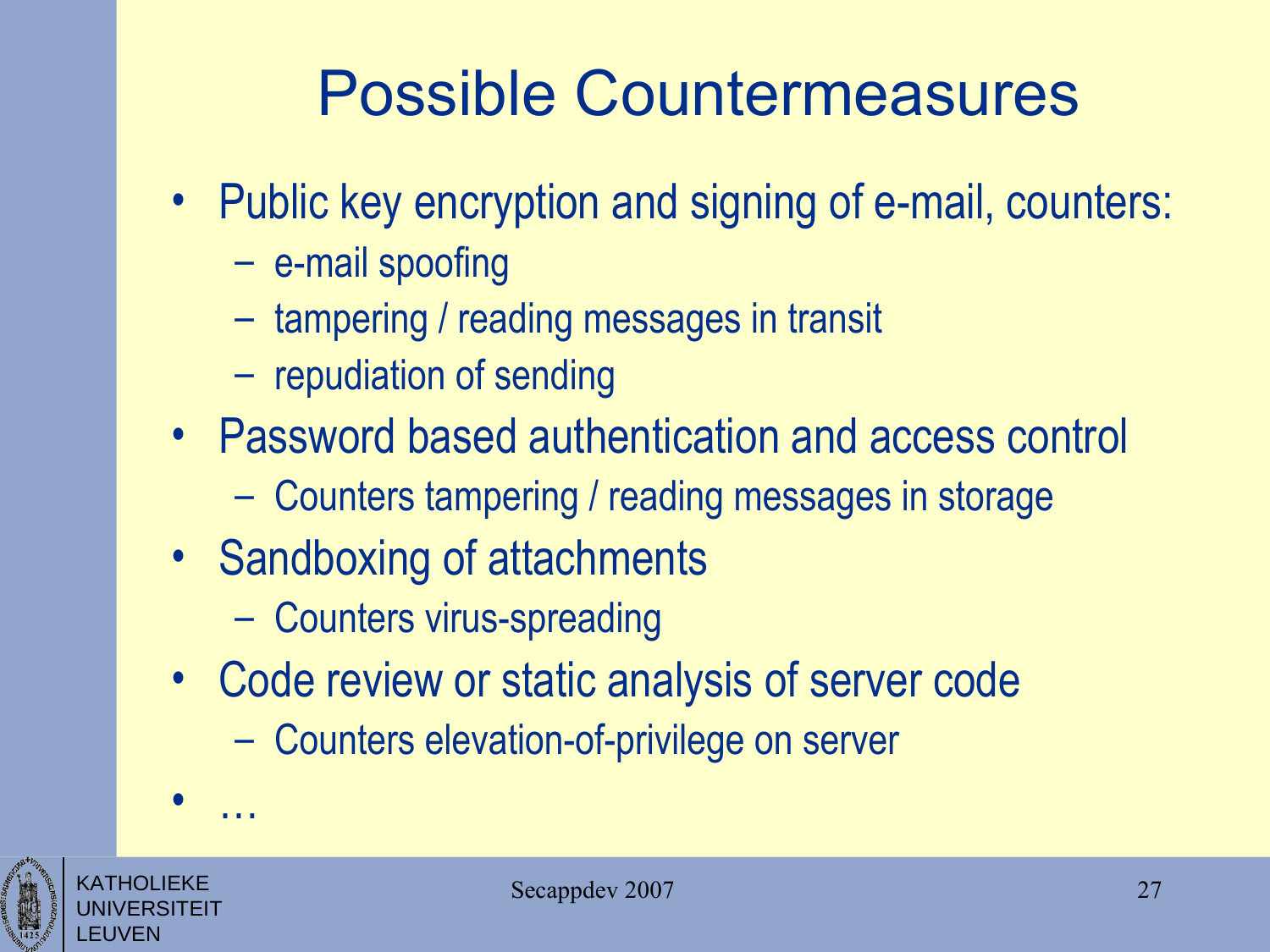# Possible Countermeasures

- Public key encryption and signing of e-mail, counters:
  - e-mail spoofing
  - tampering / reading messages in transit
  - repudiation of sending
- Password based authentication and access control
  - Counters tampering / reading messages in storage
- Sandboxing of attachments
  - Counters virus-spreading
- Code review or static analysis of server code
  - Counters elevation-of-privilege on server
- …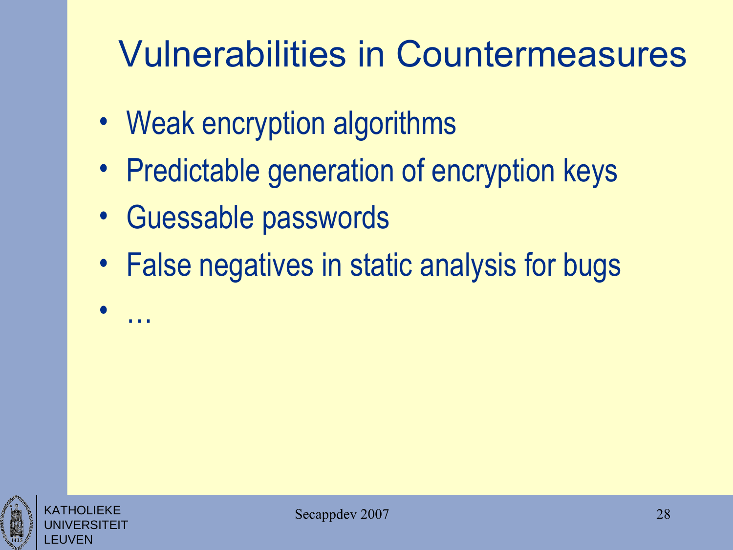# Vulnerabilities in Countermeasures

- Weak encryption algorithms
- Predictable generation of encryption keys
- Guessable passwords
- False negatives in static analysis for bugs
- …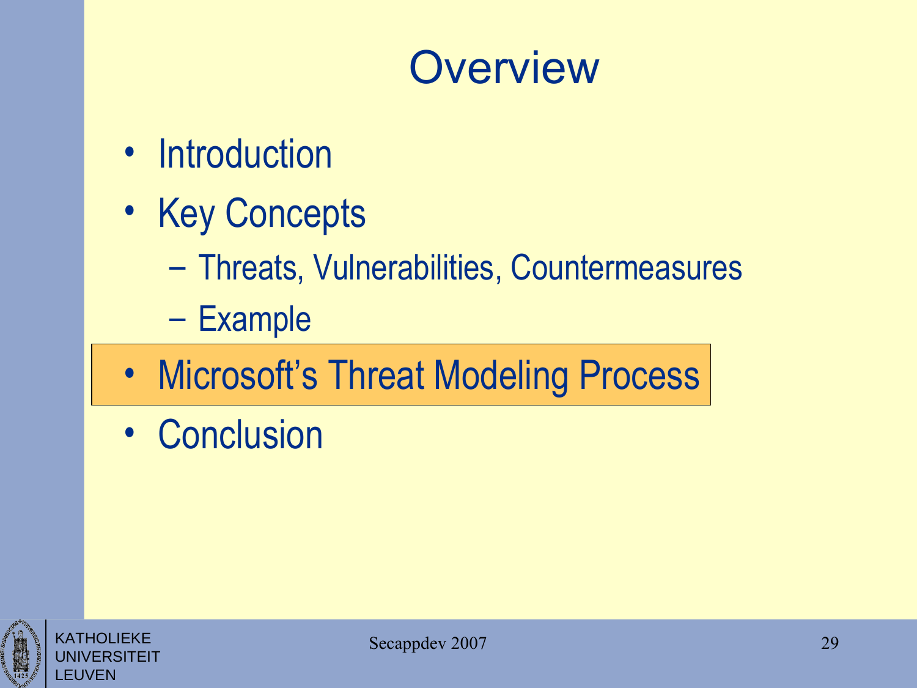# Overview

- Introduction
- Key Concepts
  - Threats, Vulnerabilities, Countermeasures
  - Example
- **Microsoft's Threat Modeling Process**
- Conclusion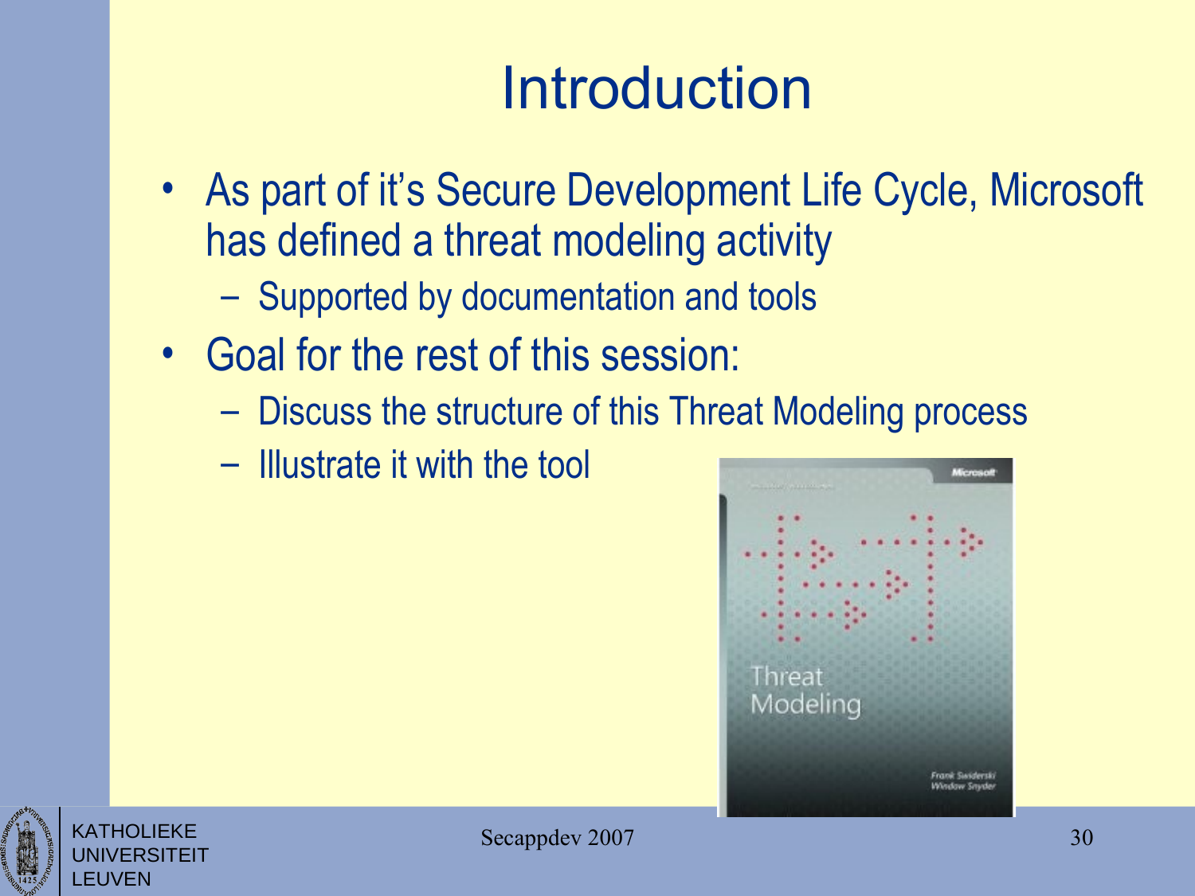# Introduction

- As part of it's Secure Development Life Cycle, Microsoft has defined a threat modeling activity
  - Supported by documentation and tools
- Goal for the rest of this session:
  - Discuss the structure of this Threat Modeling process
  - Illustrate it with the tool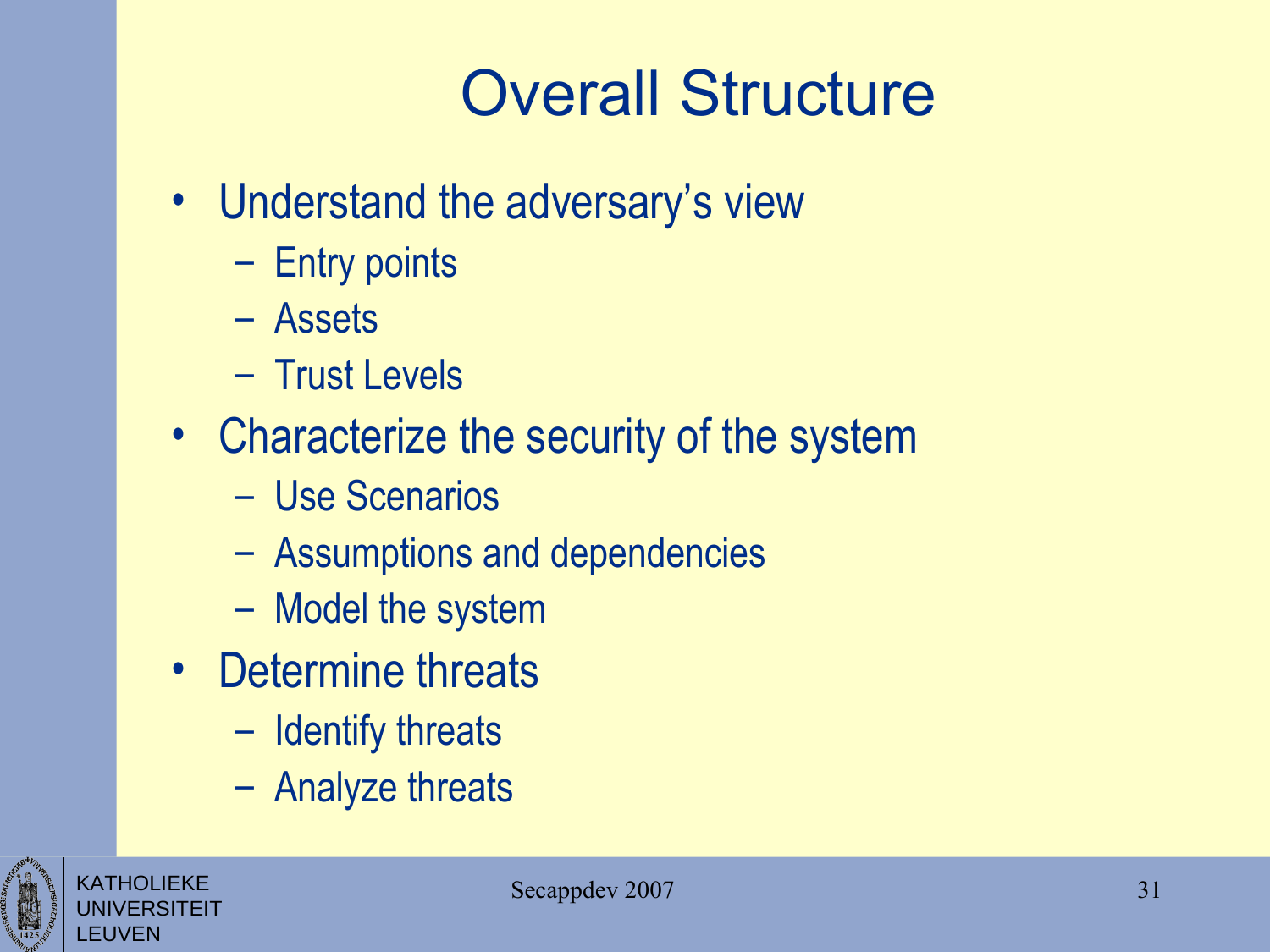# Overall Structure

- Understand the adversary's view
  - Entry points
  - Assets
  - Trust Levels
- Characterize the security of the system
  - Use Scenarios
  - Assumptions and dependencies
  - Model the system
- Determine threats
  - Identify threats
  - Analyze threats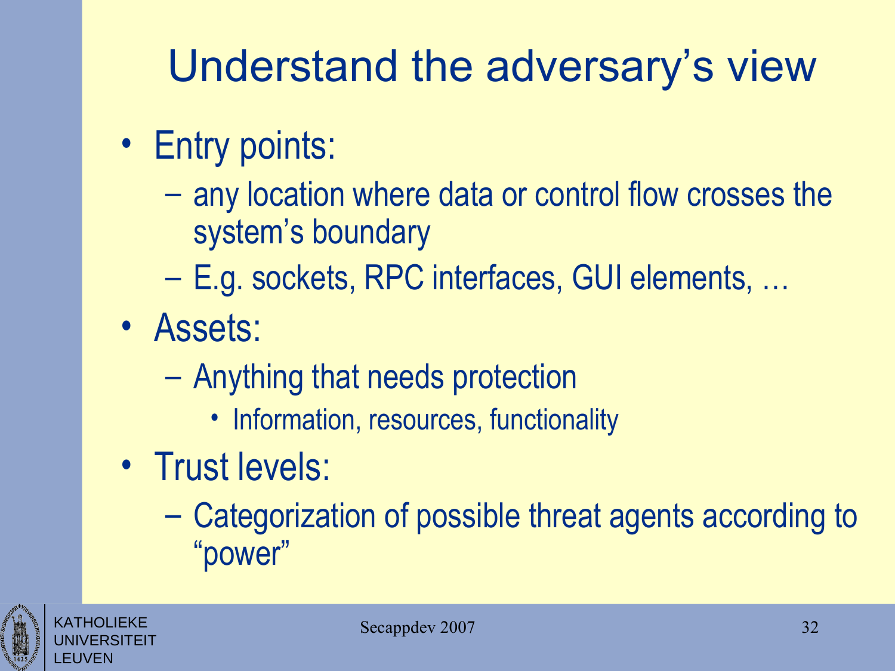# Understand the adversary's view

- Entry points:
  - any location where data or control flow crosses the system's boundary
  - E.g. sockets, RPC interfaces, GUI elements, …
- Assets:
  - Anything that needs protection
    - Information, resources, functionality
- Trust levels:
  - Categorization of possible threat agents according to "power"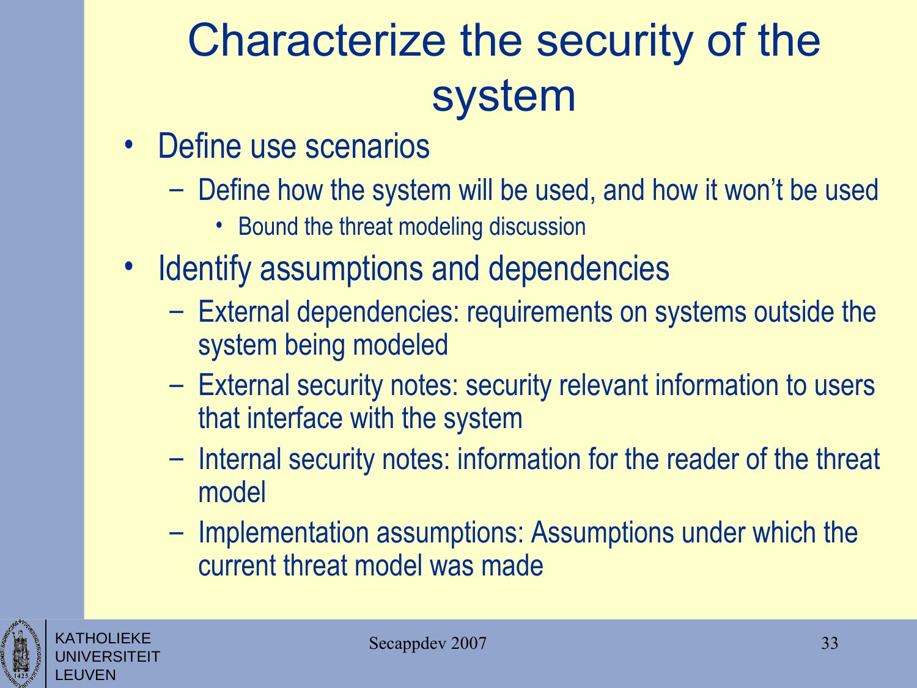# Characterize the security of the system

- Define use scenarios
  - Define how the system will be used, and how it won't be used
    - Bound the threat modeling discussion
- Identify assumptions and dependencies
  - External dependencies: requirements on systems outside the system being modeled
  - External security notes: security relevant information to users that interface with the system
  - Internal security notes: information for the reader of the threat model
  - Implementation assumptions: Assumptions under which the current threat model was made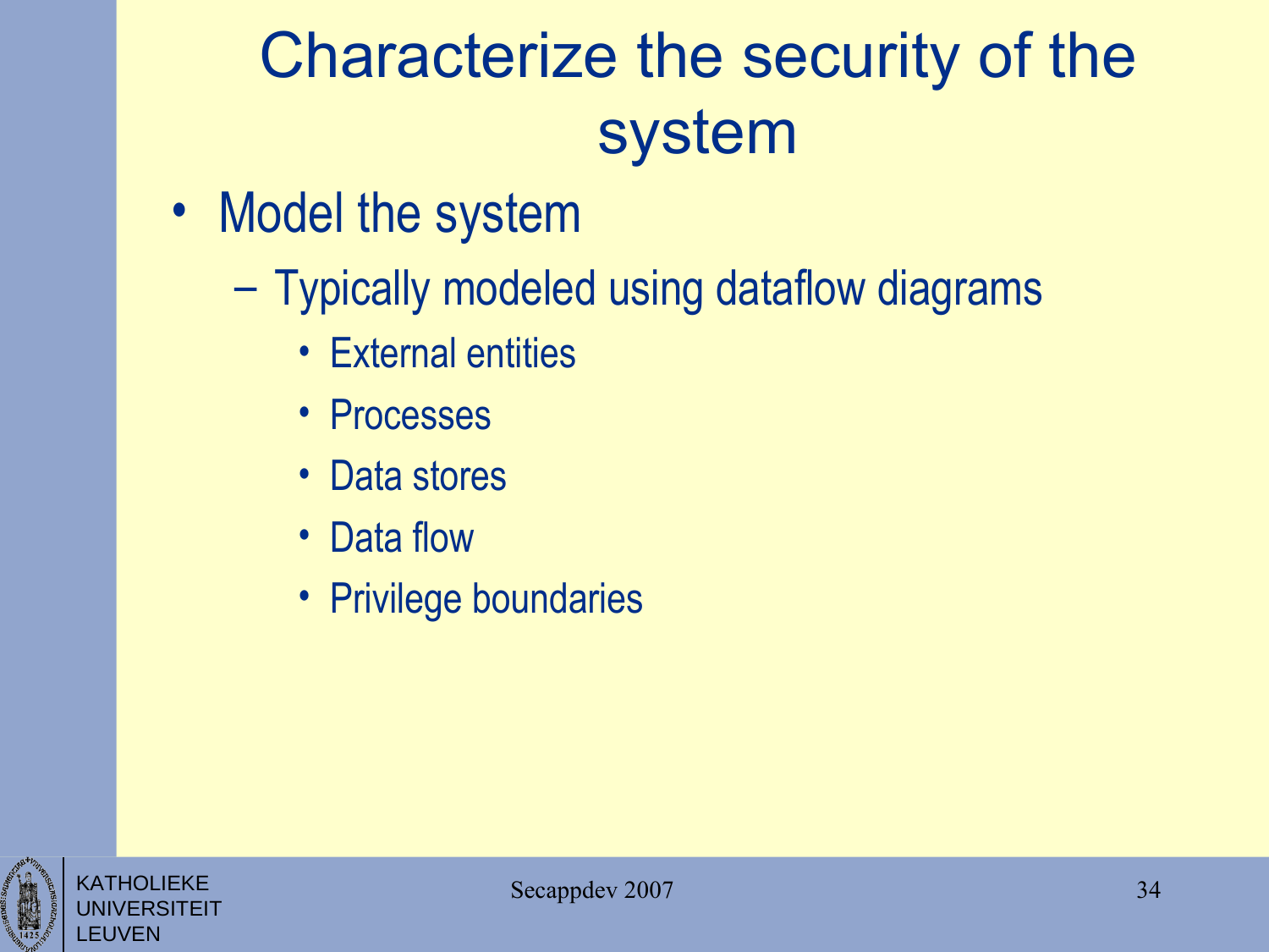# Characterize the security of the system

- Model the system
  - Typically modeled using dataflow diagrams
    - External entities
    - Processes
    - Data stores
    - Data flow
    - Privilege boundaries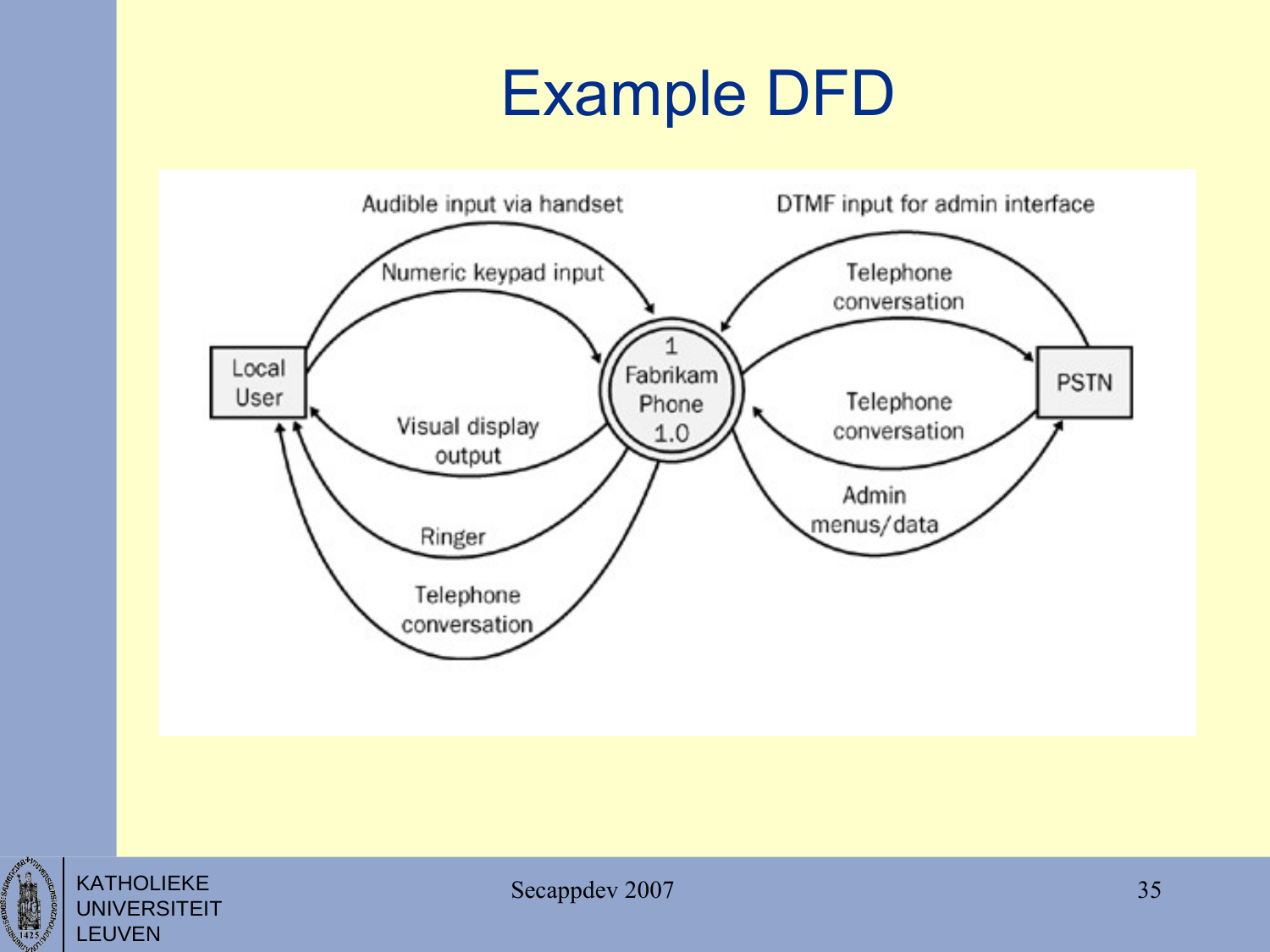# Example DFD

Audible input via handset

Numeric keypad input

Local User

Visual display output

Ringer

Telephone conversation

1 Fabrikam Phone 1.0

DTMF input for admin interface

Telephone conversation

Telephone conversation

Admin menus/data

PSTN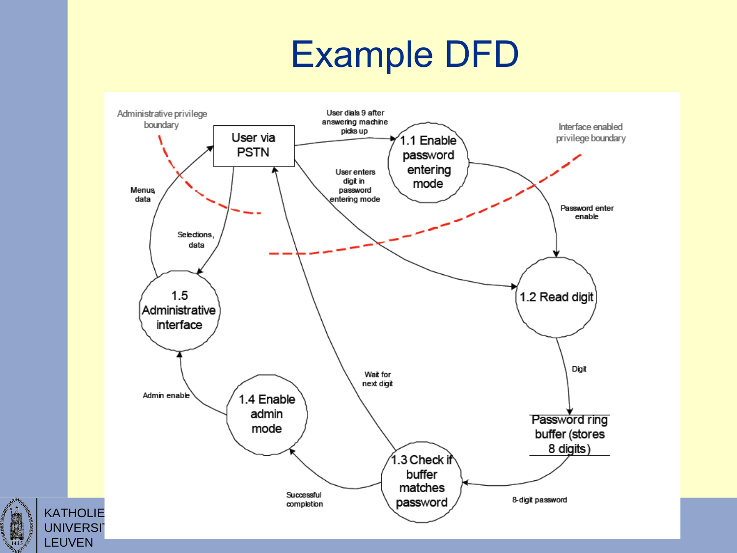# Example DFD

Administrative privilege boundary

Interface enabled privilege boundary

User via PSTN

User dials 9 after answering machine picks up

1.1 Enable password entering mode

User enters digit in password entering mode

Password enter enable

1.2 Read digit

Digit

Password ring buffer (stores 8 digits)

8-digit password

1.3 Check if buffer matches password

Wait for next digit

Successful completion

1.4 Enable admin mode

Admin enable

1.5 Administrative interface

Menus, data

Selections, data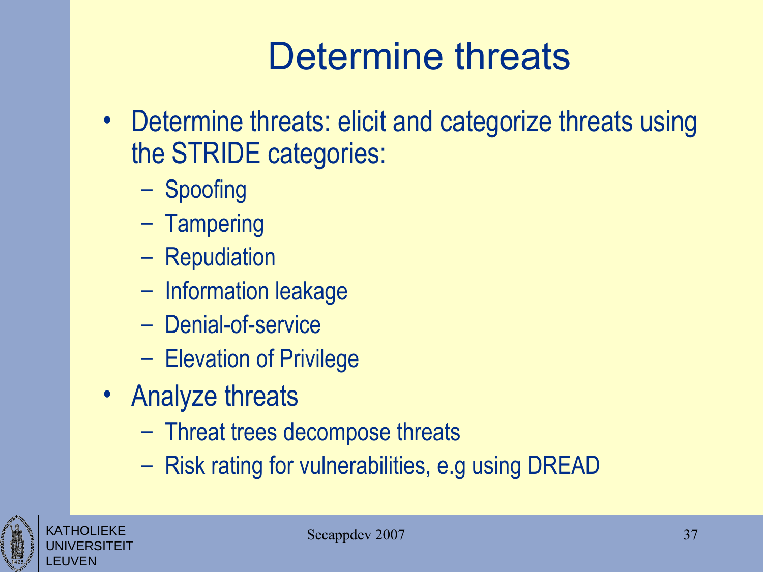# Determine threats

- Determine threats: elicit and categorize threats using the STRIDE categories:
  - Spoofing
  - Tampering
  - Repudiation
  - Information leakage
  - Denial-of-service
  - Elevation of Privilege
- Analyze threats
  - Threat trees decompose threats
  - Risk rating for vulnerabilities, e.g using DREAD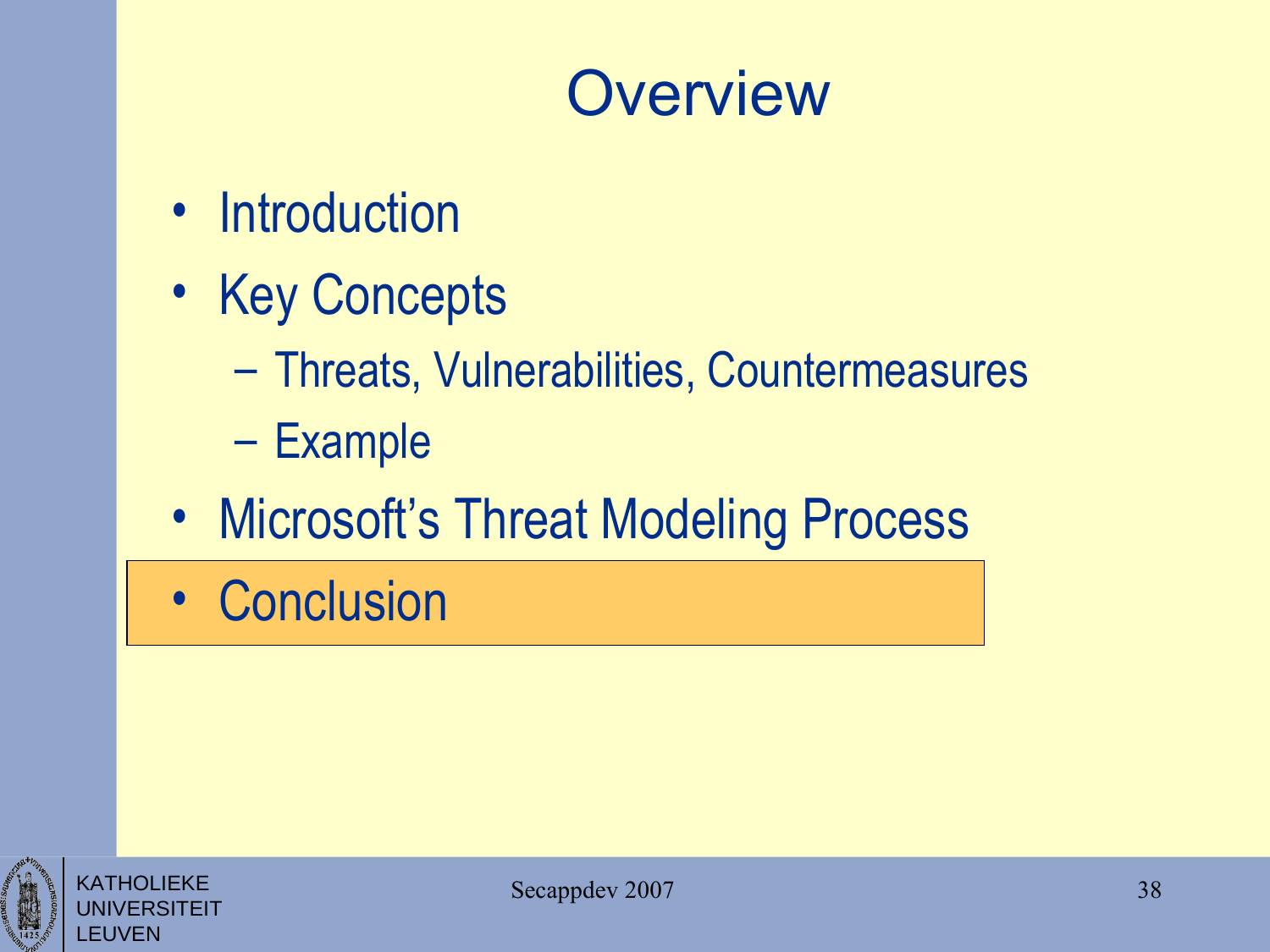# Overview

- Introduction
- Key Concepts
  - Threats, Vulnerabilities, Countermeasures
  - Example
- Microsoft's Threat Modeling Process
- **Conclusion**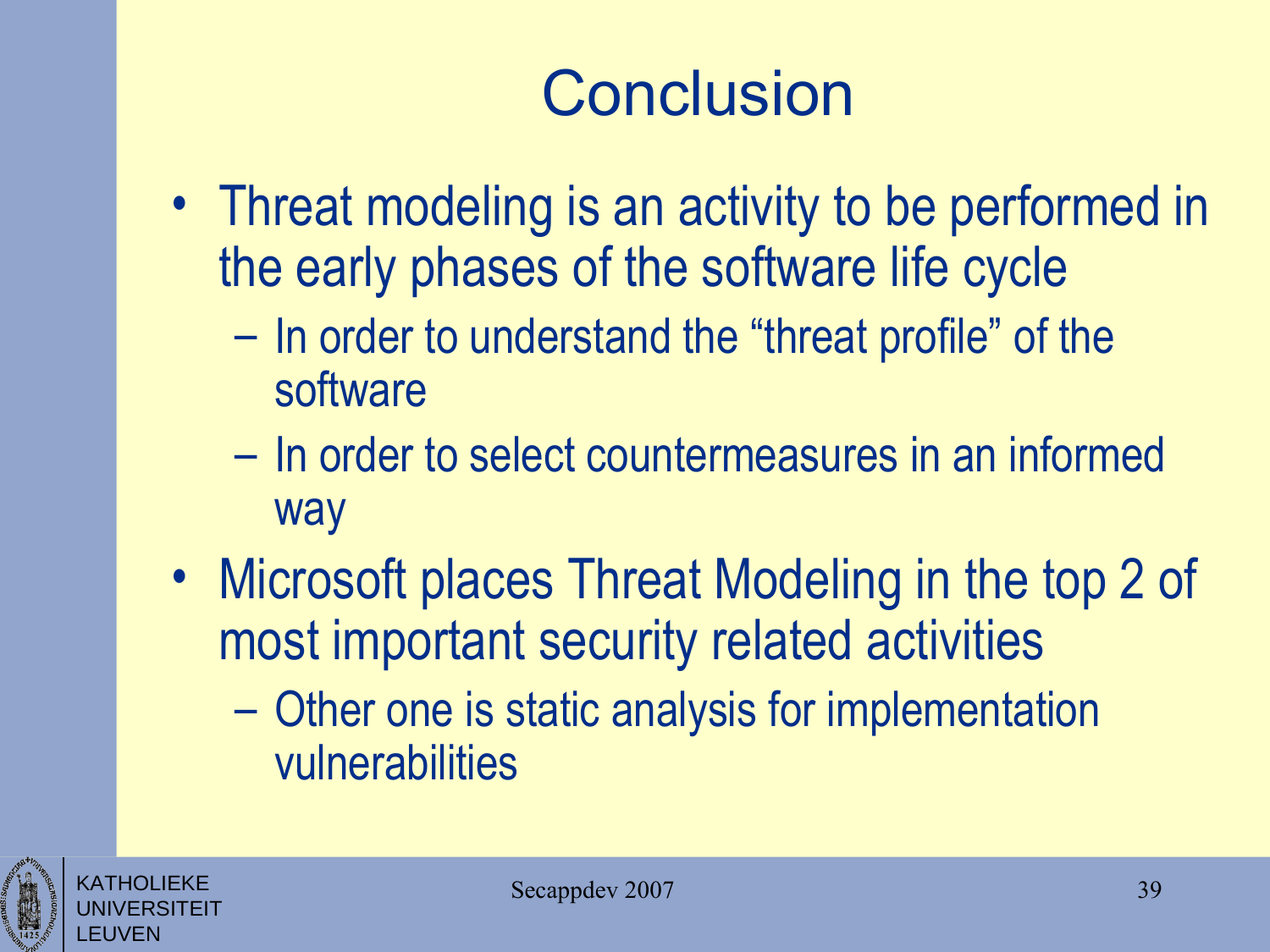# Conclusion

- Threat modeling is an activity to be performed in the early phases of the software life cycle
  - In order to understand the "threat profile" of the software
  - In order to select countermeasures in an informed way
- Microsoft places Threat Modeling in the top 2 of most important security related activities
  - Other one is static analysis for implementation vulnerabilities